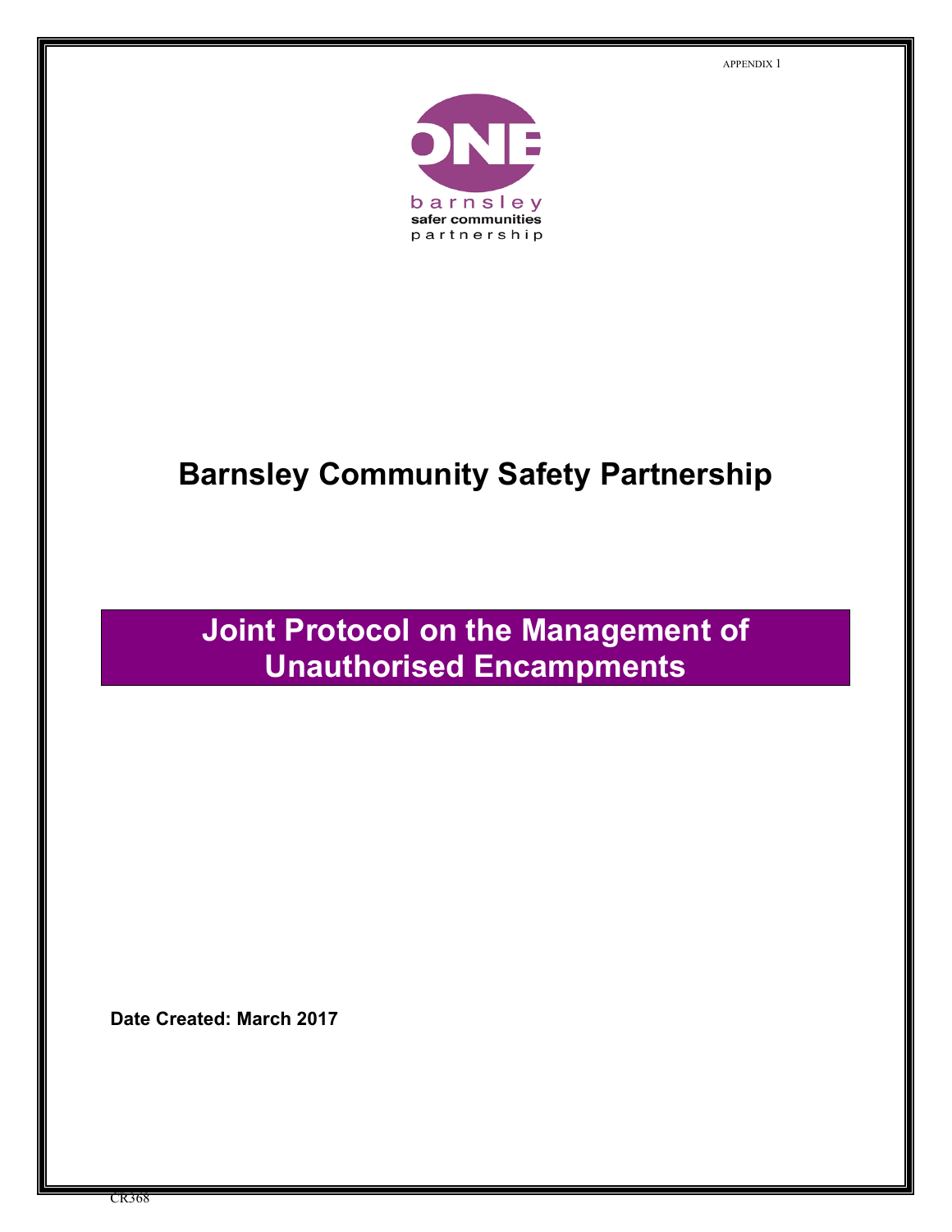APPENDIX 1

ONE barnsley safer communities partnership

# Barnsley Community Safety Partnership

# Joint Protocol on the Management of Unauthorised Encampments

**Date Created: March 2017**

CR368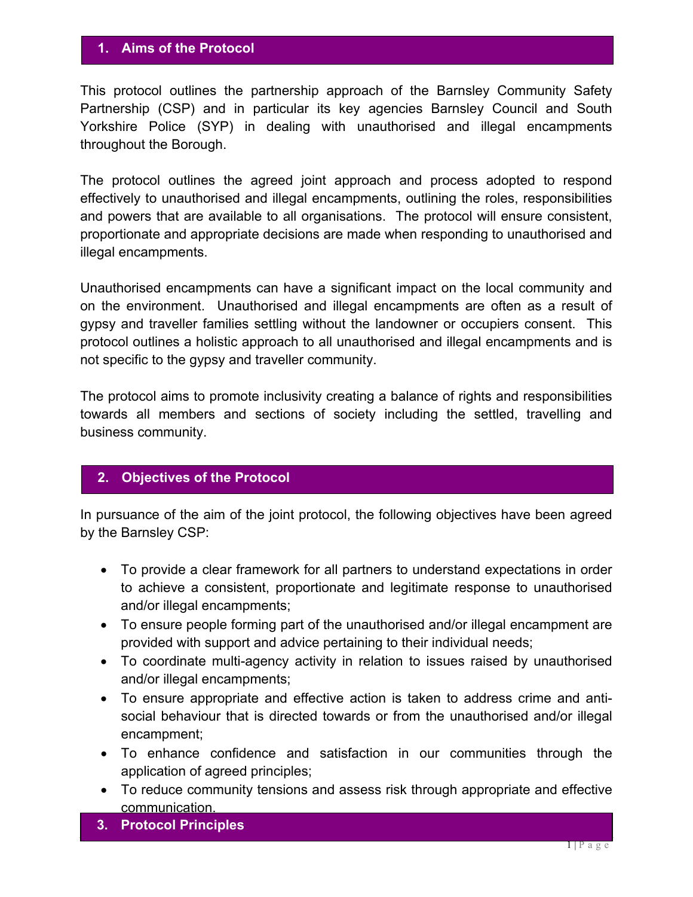## 1. Aims of the Protocol

This protocol outlines the partnership approach of the Barnsley Community Safety Partnership (CSP) and in particular its key agencies Barnsley Council and South Yorkshire Police (SYP) in dealing with unauthorised and illegal encampments throughout the Borough.

The protocol outlines the agreed joint approach and process adopted to respond effectively to unauthorised and illegal encampments, outlining the roles, responsibilities and powers that are available to all organisations. The protocol will ensure consistent, proportionate and appropriate decisions are made when responding to unauthorised and illegal encampments.

Unauthorised encampments can have a significant impact on the local community and on the environment. Unauthorised and illegal encampments are often as a result of gypsy and traveller families settling without the landowner or occupiers consent. This protocol outlines a holistic approach to all unauthorised and illegal encampments and is not specific to the gypsy and traveller community.

The protocol aims to promote inclusivity creating a balance of rights and responsibilities towards all members and sections of society including the settled, travelling and business community.

## 2. Objectives of the Protocol

In pursuance of the aim of the joint protocol, the following objectives have been agreed by the Barnsley CSP:

- To provide a clear framework for all partners to understand expectations in order to achieve a consistent, proportionate and legitimate response to unauthorised and/or illegal encampments;
- To ensure people forming part of the unauthorised and/or illegal encampment are provided with support and advice pertaining to their individual needs;
- To coordinate multi-agency activity in relation to issues raised by unauthorised and/or illegal encampments;
- To ensure appropriate and effective action is taken to address crime and anti-social behaviour that is directed towards or from the unauthorised and/or illegal encampment;
- To enhance confidence and satisfaction in our communities through the application of agreed principles;
- To reduce community tensions and assess risk through appropriate and effective communication.

## 3. Protocol Principles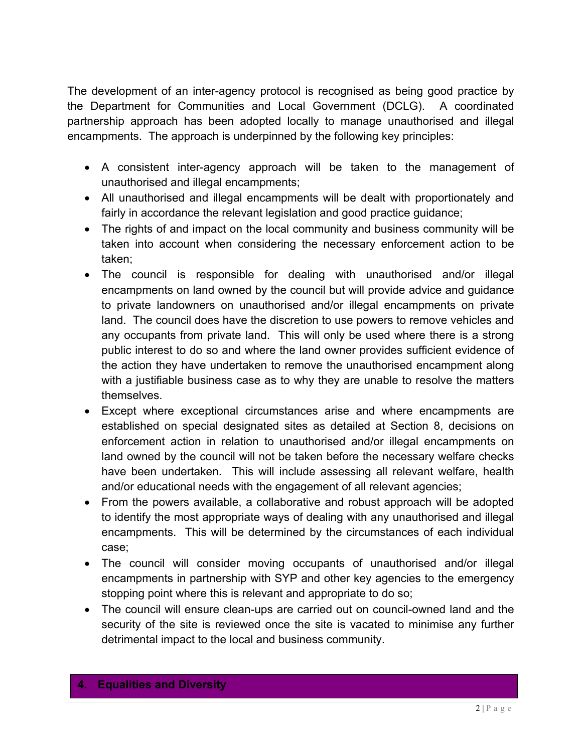The development of an inter-agency protocol is recognised as being good practice by the Department for Communities and Local Government (DCLG). A coordinated partnership approach has been adopted locally to manage unauthorised and illegal encampments. The approach is underpinned by the following key principles:

- A consistent inter-agency approach will be taken to the management of unauthorised and illegal encampments;
- All unauthorised and illegal encampments will be dealt with proportionately and fairly in accordance the relevant legislation and good practice guidance;
- The rights of and impact on the local community and business community will be taken into account when considering the necessary enforcement action to be taken;
- The council is responsible for dealing with unauthorised and/or illegal encampments on land owned by the council but will provide advice and guidance to private landowners on unauthorised and/or illegal encampments on private land. The council does have the discretion to use powers to remove vehicles and any occupants from private land. This will only be used where there is a strong public interest to do so and where the land owner provides sufficient evidence of the action they have undertaken to remove the unauthorised encampment along with a justifiable business case as to why they are unable to resolve the matters themselves.
- Except where exceptional circumstances arise and where encampments are established on special designated sites as detailed at Section 8, decisions on enforcement action in relation to unauthorised and/or illegal encampments on land owned by the council will not be taken before the necessary welfare checks have been undertaken. This will include assessing all relevant welfare, health and/or educational needs with the engagement of all relevant agencies;
- From the powers available, a collaborative and robust approach will be adopted to identify the most appropriate ways of dealing with any unauthorised and illegal encampments. This will be determined by the circumstances of each individual case;
- The council will consider moving occupants of unauthorised and/or illegal encampments in partnership with SYP and other key agencies to the emergency stopping point where this is relevant and appropriate to do so;
- The council will ensure clean-ups are carried out on council-owned land and the security of the site is reviewed once the site is vacated to minimise any further detrimental impact to the local and business community.

## 4. Equalities and Diversity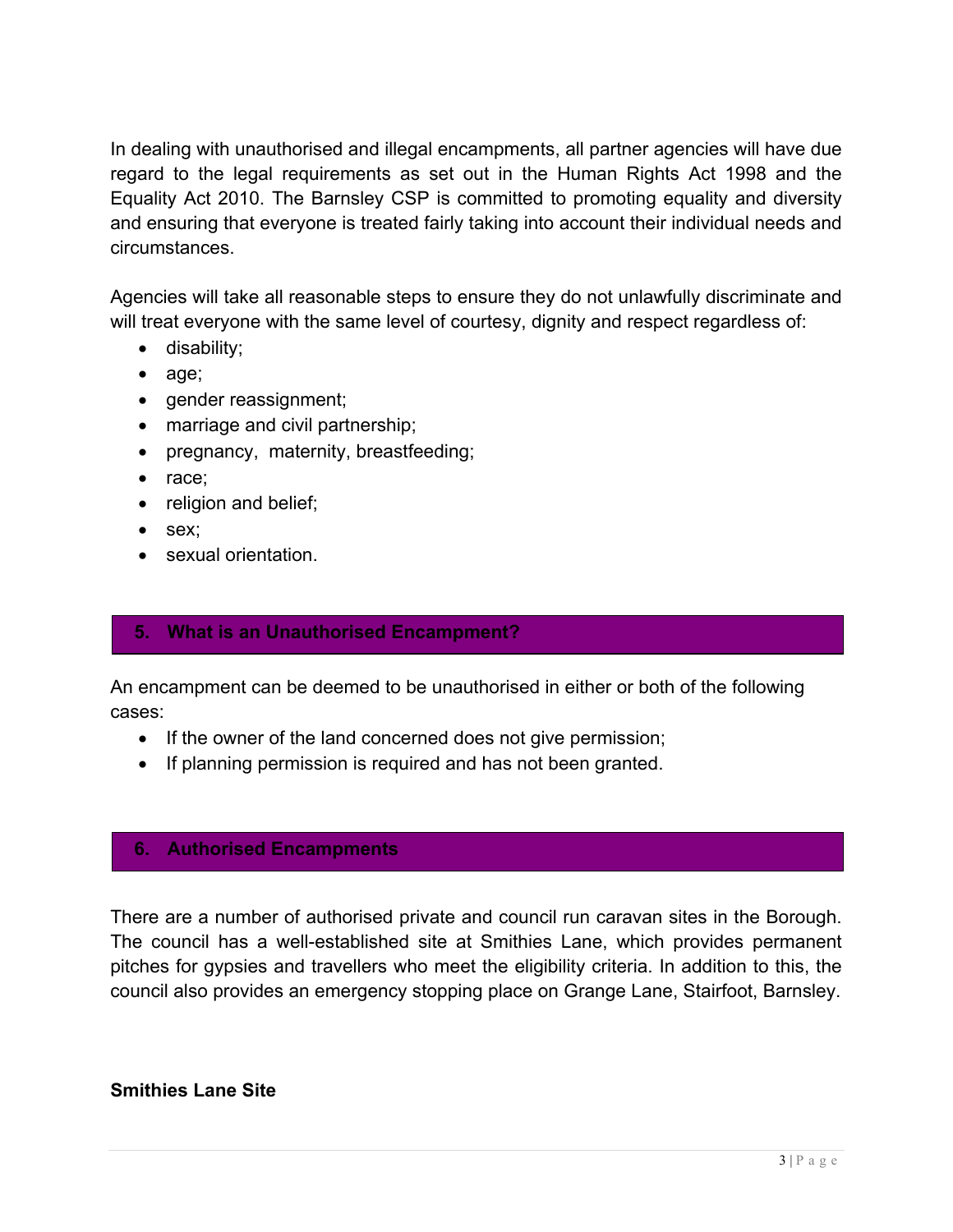In dealing with unauthorised and illegal encampments, all partner agencies will have due regard to the legal requirements as set out in the Human Rights Act 1998 and the Equality Act 2010. The Barnsley CSP is committed to promoting equality and diversity and ensuring that everyone is treated fairly taking into account their individual needs and circumstances.

Agencies will take all reasonable steps to ensure they do not unlawfully discriminate and will treat everyone with the same level of courtesy, dignity and respect regardless of:

- disability;
- age;
- gender reassignment;
- marriage and civil partnership;
- pregnancy, maternity, breastfeeding;
- race;
- religion and belief;
- sex;
- sexual orientation.

## 5. What is an Unauthorised Encampment?

An encampment can be deemed to be unauthorised in either or both of the following cases:

- If the owner of the land concerned does not give permission;
- If planning permission is required and has not been granted.

## 6. Authorised Encampments

There are a number of authorised private and council run caravan sites in the Borough. The council has a well-established site at Smithies Lane, which provides permanent pitches for gypsies and travellers who meet the eligibility criteria. In addition to this, the council also provides an emergency stopping place on Grange Lane, Stairfoot, Barnsley.

**Smithies Lane Site**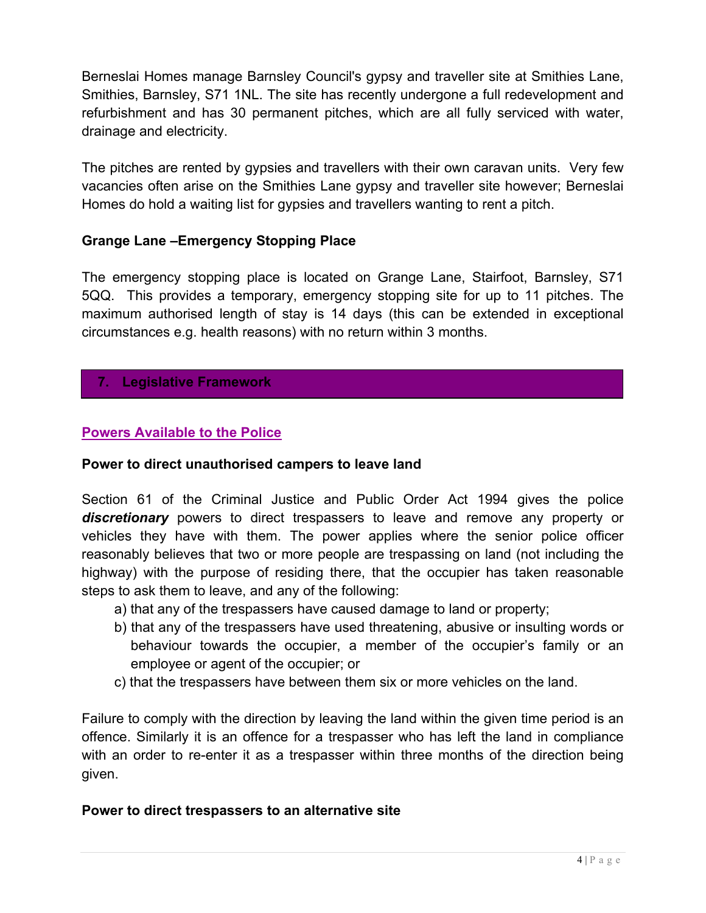Berneslai Homes manage Barnsley Council's gypsy and traveller site at Smithies Lane, Smithies, Barnsley, S71 1NL. The site has recently undergone a full redevelopment and refurbishment and has 30 permanent pitches, which are all fully serviced with water, drainage and electricity.

The pitches are rented by gypsies and travellers with their own caravan units. Very few vacancies often arise on the Smithies Lane gypsy and traveller site however; Berneslai Homes do hold a waiting list for gypsies and travellers wanting to rent a pitch.

**Grange Lane –Emergency Stopping Place**

The emergency stopping place is located on Grange Lane, Stairfoot, Barnsley, S71 5QQ. This provides a temporary, emergency stopping site for up to 11 pitches. The maximum authorised length of stay is 14 days (this can be extended in exceptional circumstances e.g. health reasons) with no return within 3 months.

## 7. Legislative Framework

### Powers Available to the Police

**Power to direct unauthorised campers to leave land**

Section 61 of the Criminal Justice and Public Order Act 1994 gives the police ***discretionary*** powers to direct trespassers to leave and remove any property or vehicles they have with them. The power applies where the senior police officer reasonably believes that two or more people are trespassing on land (not including the highway) with the purpose of residing there, that the occupier has taken reasonable steps to ask them to leave, and any of the following:

a) that any of the trespassers have caused damage to land or property;
b) that any of the trespassers have used threatening, abusive or insulting words or behaviour towards the occupier, a member of the occupier's family or an employee or agent of the occupier; or
c) that the trespassers have between them six or more vehicles on the land.

Failure to comply with the direction by leaving the land within the given time period is an offence. Similarly it is an offence for a trespasser who has left the land in compliance with an order to re-enter it as a trespasser within three months of the direction being given.

**Power to direct trespassers to an alternative site**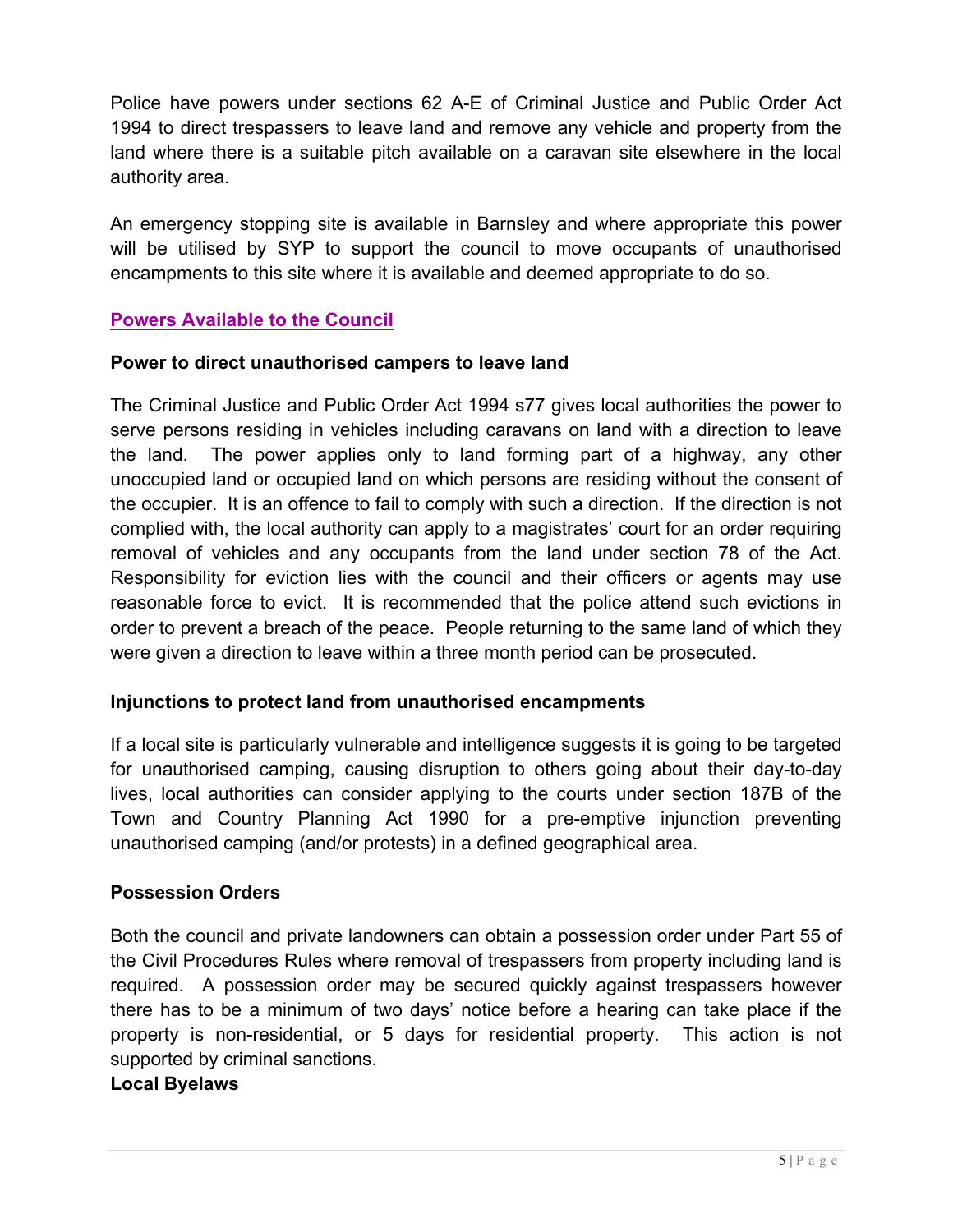Police have powers under sections 62 A-E of Criminal Justice and Public Order Act 1994 to direct trespassers to leave land and remove any vehicle and property from the land where there is a suitable pitch available on a caravan site elsewhere in the local authority area.

An emergency stopping site is available in Barnsley and where appropriate this power will be utilised by SYP to support the council to move occupants of unauthorised encampments to this site where it is available and deemed appropriate to do so.

## Powers Available to the Council

### Power to direct unauthorised campers to leave land

The Criminal Justice and Public Order Act 1994 s77 gives local authorities the power to serve persons residing in vehicles including caravans on land with a direction to leave the land. The power applies only to land forming part of a highway, any other unoccupied land or occupied land on which persons are residing without the consent of the occupier. It is an offence to fail to comply with such a direction. If the direction is not complied with, the local authority can apply to a magistrates' court for an order requiring removal of vehicles and any occupants from the land under section 78 of the Act. Responsibility for eviction lies with the council and their officers or agents may use reasonable force to evict. It is recommended that the police attend such evictions in order to prevent a breach of the peace. People returning to the same land of which they were given a direction to leave within a three month period can be prosecuted.

### Injunctions to protect land from unauthorised encampments

If a local site is particularly vulnerable and intelligence suggests it is going to be targeted for unauthorised camping, causing disruption to others going about their day-to-day lives, local authorities can consider applying to the courts under section 187B of the Town and Country Planning Act 1990 for a pre-emptive injunction preventing unauthorised camping (and/or protests) in a defined geographical area.

### Possession Orders

Both the council and private landowners can obtain a possession order under Part 55 of the Civil Procedures Rules where removal of trespassers from property including land is required. A possession order may be secured quickly against trespassers however there has to be a minimum of two days' notice before a hearing can take place if the property is non-residential, or 5 days for residential property. This action is not supported by criminal sanctions.

### Local Byelaws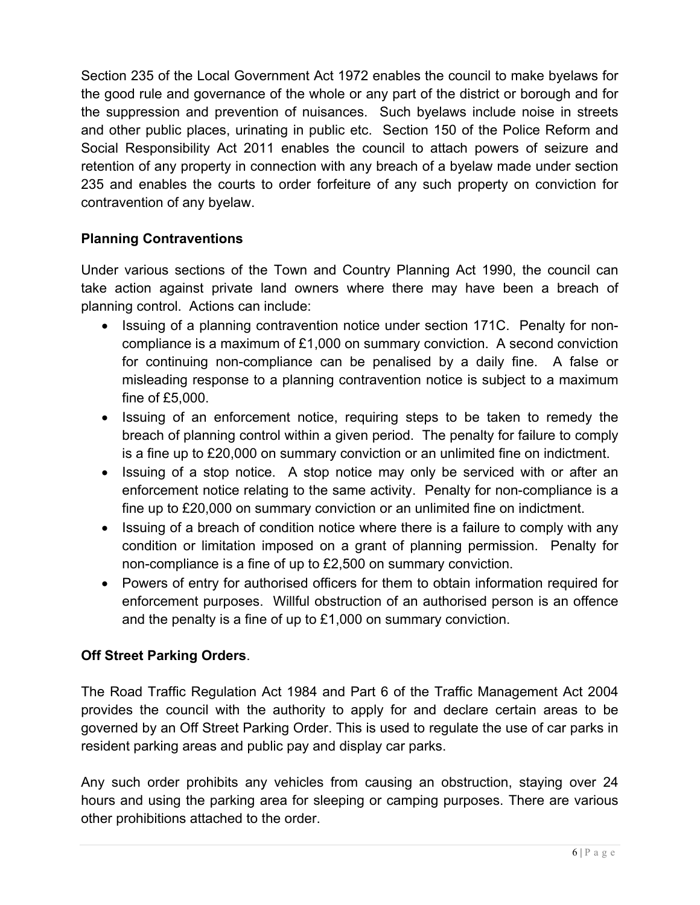Section 235 of the Local Government Act 1972 enables the council to make byelaws for the good rule and governance of the whole or any part of the district or borough and for the suppression and prevention of nuisances. Such byelaws include noise in streets and other public places, urinating in public etc. Section 150 of the Police Reform and Social Responsibility Act 2011 enables the council to attach powers of seizure and retention of any property in connection with any breach of a byelaw made under section 235 and enables the courts to order forfeiture of any such property on conviction for contravention of any byelaw.

**Planning Contraventions**

Under various sections of the Town and Country Planning Act 1990, the council can take action against private land owners where there may have been a breach of planning control. Actions can include:

- Issuing of a planning contravention notice under section 171C. Penalty for non-compliance is a maximum of £1,000 on summary conviction. A second conviction for continuing non-compliance can be penalised by a daily fine. A false or misleading response to a planning contravention notice is subject to a maximum fine of £5,000.
- Issuing of an enforcement notice, requiring steps to be taken to remedy the breach of planning control within a given period. The penalty for failure to comply is a fine up to £20,000 on summary conviction or an unlimited fine on indictment.
- Issuing of a stop notice. A stop notice may only be serviced with or after an enforcement notice relating to the same activity. Penalty for non-compliance is a fine up to £20,000 on summary conviction or an unlimited fine on indictment.
- Issuing of a breach of condition notice where there is a failure to comply with any condition or limitation imposed on a grant of planning permission. Penalty for non-compliance is a fine of up to £2,500 on summary conviction.
- Powers of entry for authorised officers for them to obtain information required for enforcement purposes. Willful obstruction of an authorised person is an offence and the penalty is a fine of up to £1,000 on summary conviction.

**Off Street Parking Orders**.

The Road Traffic Regulation Act 1984 and Part 6 of the Traffic Management Act 2004 provides the council with the authority to apply for and declare certain areas to be governed by an Off Street Parking Order. This is used to regulate the use of car parks in resident parking areas and public pay and display car parks.

Any such order prohibits any vehicles from causing an obstruction, staying over 24 hours and using the parking area for sleeping or camping purposes. There are various other prohibitions attached to the order.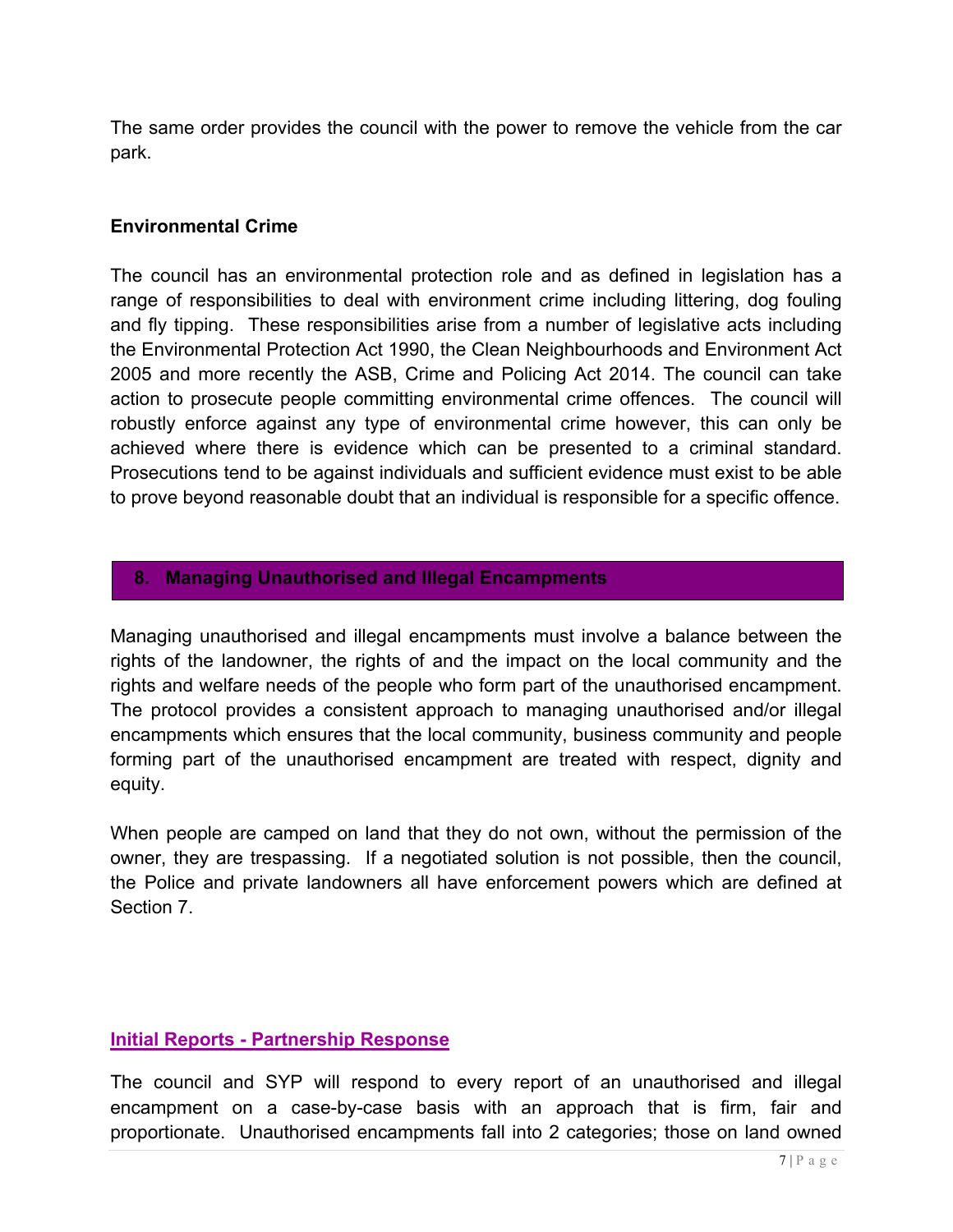The same order provides the council with the power to remove the vehicle from the car park.

**Environmental Crime**

The council has an environmental protection role and as defined in legislation has a range of responsibilities to deal with environment crime including littering, dog fouling and fly tipping. These responsibilities arise from a number of legislative acts including the Environmental Protection Act 1990, the Clean Neighbourhoods and Environment Act 2005 and more recently the ASB, Crime and Policing Act 2014. The council can take action to prosecute people committing environmental crime offences. The council will robustly enforce against any type of environmental crime however, this can only be achieved where there is evidence which can be presented to a criminal standard. Prosecutions tend to be against individuals and sufficient evidence must exist to be able to prove beyond reasonable doubt that an individual is responsible for a specific offence.

## 8. Managing Unauthorised and Illegal Encampments

Managing unauthorised and illegal encampments must involve a balance between the rights of the landowner, the rights of and the impact on the local community and the rights and welfare needs of the people who form part of the unauthorised encampment. The protocol provides a consistent approach to managing unauthorised and/or illegal encampments which ensures that the local community, business community and people forming part of the unauthorised encampment are treated with respect, dignity and equity.

When people are camped on land that they do not own, without the permission of the owner, they are trespassing. If a negotiated solution is not possible, then the council, the Police and private landowners all have enforcement powers which are defined at Section 7.

### Initial Reports - Partnership Response

The council and SYP will respond to every report of an unauthorised and illegal encampment on a case-by-case basis with an approach that is firm, fair and proportionate. Unauthorised encampments fall into 2 categories; those on land owned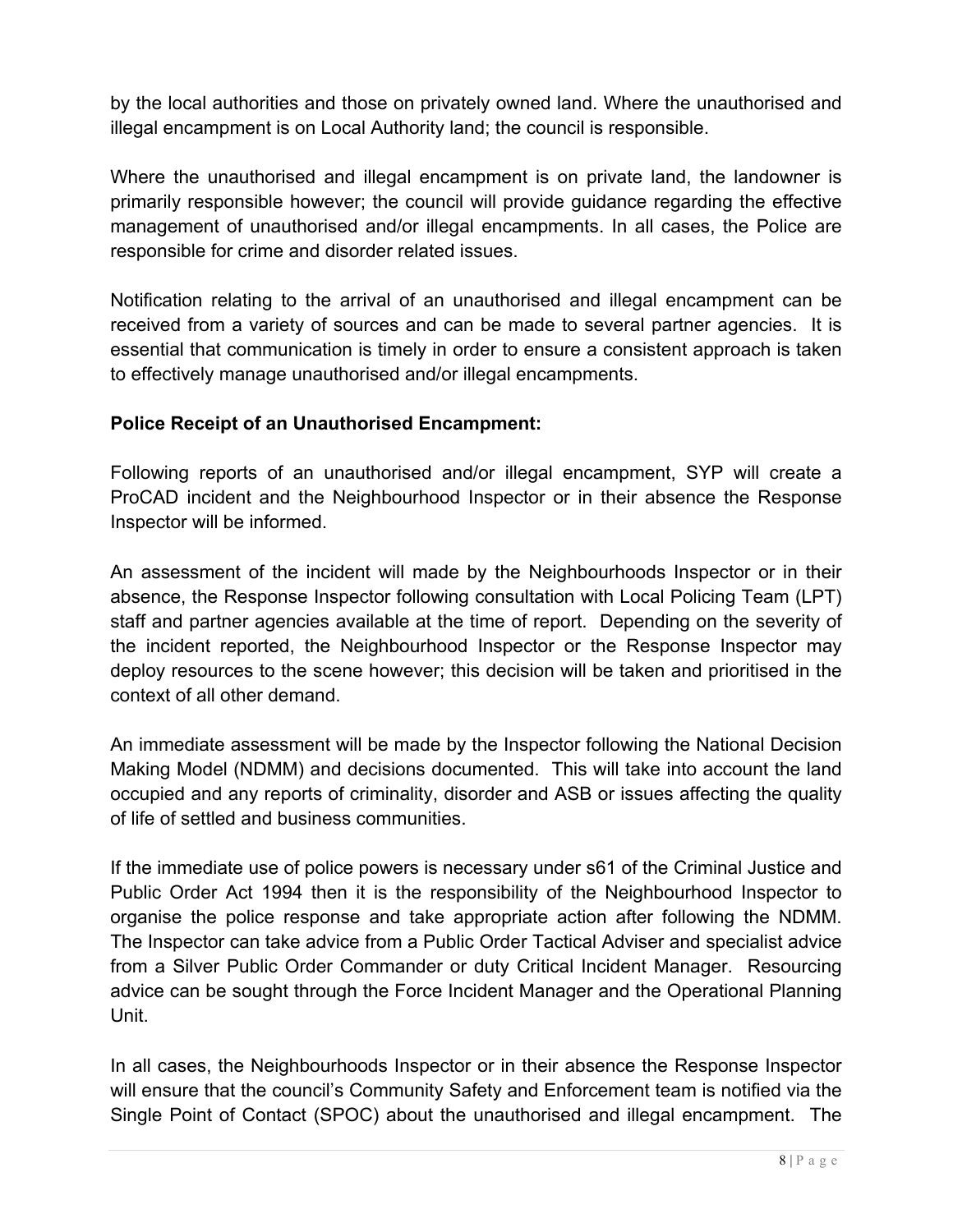by the local authorities and those on privately owned land. Where the unauthorised and illegal encampment is on Local Authority land; the council is responsible.

Where the unauthorised and illegal encampment is on private land, the landowner is primarily responsible however; the council will provide guidance regarding the effective management of unauthorised and/or illegal encampments. In all cases, the Police are responsible for crime and disorder related issues.

Notification relating to the arrival of an unauthorised and illegal encampment can be received from a variety of sources and can be made to several partner agencies. It is essential that communication is timely in order to ensure a consistent approach is taken to effectively manage unauthorised and/or illegal encampments.

**Police Receipt of an Unauthorised Encampment:**

Following reports of an unauthorised and/or illegal encampment, SYP will create a ProCAD incident and the Neighbourhood Inspector or in their absence the Response Inspector will be informed.

An assessment of the incident will made by the Neighbourhoods Inspector or in their absence, the Response Inspector following consultation with Local Policing Team (LPT) staff and partner agencies available at the time of report. Depending on the severity of the incident reported, the Neighbourhood Inspector or the Response Inspector may deploy resources to the scene however; this decision will be taken and prioritised in the context of all other demand.

An immediate assessment will be made by the Inspector following the National Decision Making Model (NDMM) and decisions documented. This will take into account the land occupied and any reports of criminality, disorder and ASB or issues affecting the quality of life of settled and business communities.

If the immediate use of police powers is necessary under s61 of the Criminal Justice and Public Order Act 1994 then it is the responsibility of the Neighbourhood Inspector to organise the police response and take appropriate action after following the NDMM. The Inspector can take advice from a Public Order Tactical Adviser and specialist advice from a Silver Public Order Commander or duty Critical Incident Manager. Resourcing advice can be sought through the Force Incident Manager and the Operational Planning Unit.

In all cases, the Neighbourhoods Inspector or in their absence the Response Inspector will ensure that the council's Community Safety and Enforcement team is notified via the Single Point of Contact (SPOC) about the unauthorised and illegal encampment. The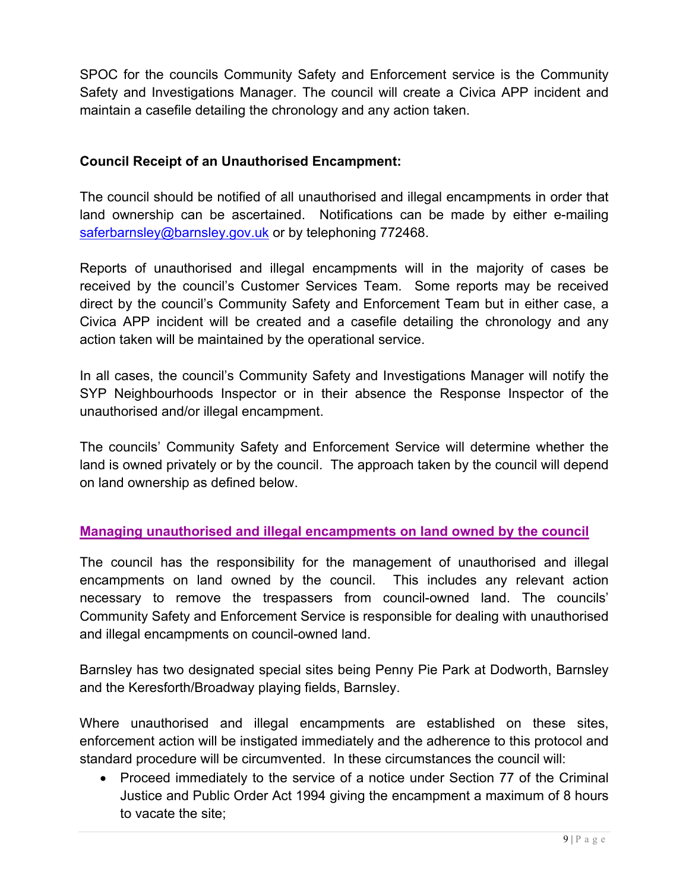SPOC for the councils Community Safety and Enforcement service is the Community Safety and Investigations Manager. The council will create a Civica APP incident and maintain a casefile detailing the chronology and any action taken.

**Council Receipt of an Unauthorised Encampment:**

The council should be notified of all unauthorised and illegal encampments in order that land ownership can be ascertained. Notifications can be made by either e-mailing saferbarnsley@barnsley.gov.uk or by telephoning 772468.

Reports of unauthorised and illegal encampments will in the majority of cases be received by the council's Customer Services Team. Some reports may be received direct by the council's Community Safety and Enforcement Team but in either case, a Civica APP incident will be created and a casefile detailing the chronology and any action taken will be maintained by the operational service.

In all cases, the council's Community Safety and Investigations Manager will notify the SYP Neighbourhoods Inspector or in their absence the Response Inspector of the unauthorised and/or illegal encampment.

The councils' Community Safety and Enforcement Service will determine whether the land is owned privately or by the council. The approach taken by the council will depend on land ownership as defined below.

## Managing unauthorised and illegal encampments on land owned by the council

The council has the responsibility for the management of unauthorised and illegal encampments on land owned by the council. This includes any relevant action necessary to remove the trespassers from council-owned land. The councils' Community Safety and Enforcement Service is responsible for dealing with unauthorised and illegal encampments on council-owned land.

Barnsley has two designated special sites being Penny Pie Park at Dodworth, Barnsley and the Keresforth/Broadway playing fields, Barnsley.

Where unauthorised and illegal encampments are established on these sites, enforcement action will be instigated immediately and the adherence to this protocol and standard procedure will be circumvented. In these circumstances the council will:

- Proceed immediately to the service of a notice under Section 77 of the Criminal Justice and Public Order Act 1994 giving the encampment a maximum of 8 hours to vacate the site;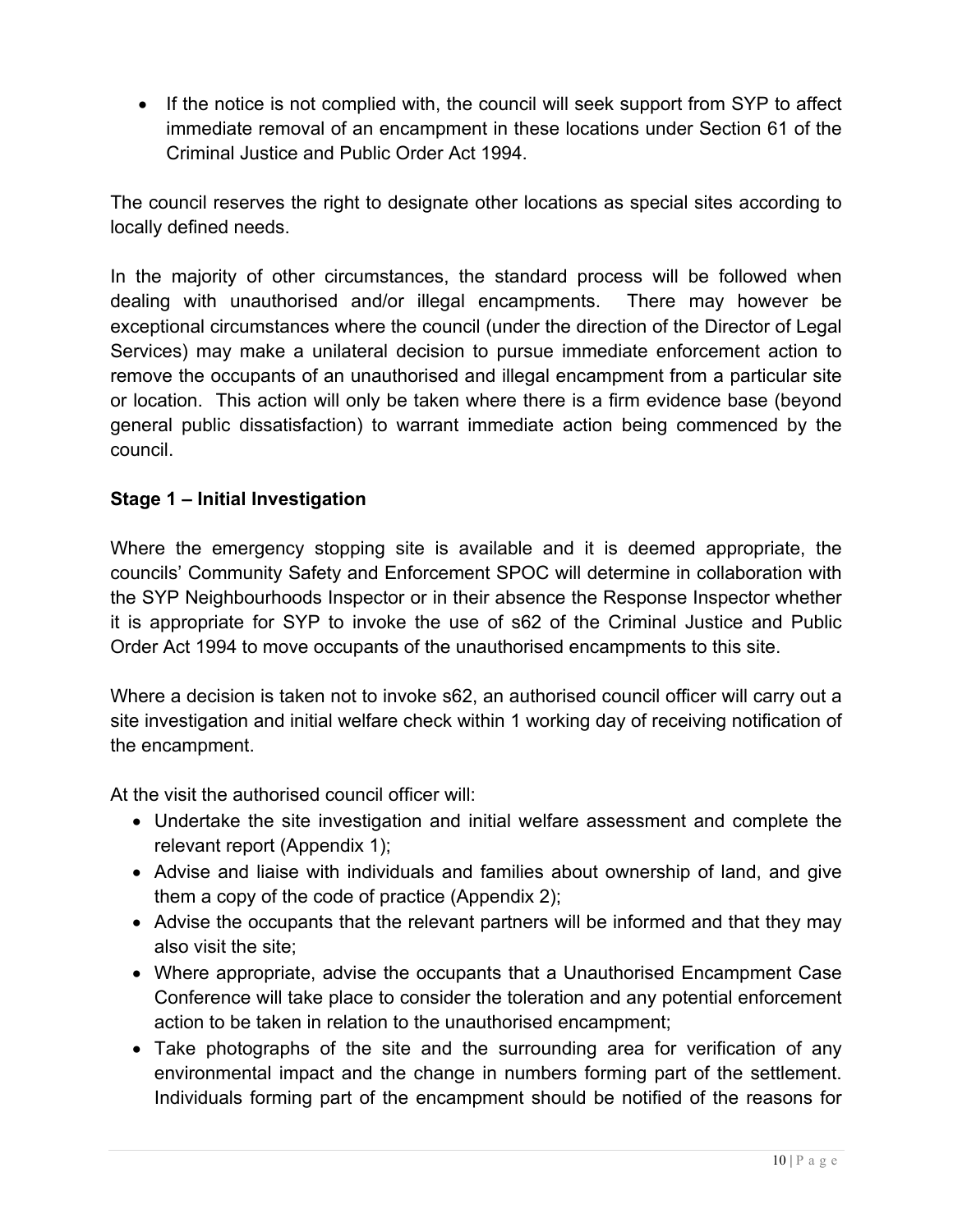- If the notice is not complied with, the council will seek support from SYP to affect immediate removal of an encampment in these locations under Section 61 of the Criminal Justice and Public Order Act 1994.

The council reserves the right to designate other locations as special sites according to locally defined needs.

In the majority of other circumstances, the standard process will be followed when dealing with unauthorised and/or illegal encampments. There may however be exceptional circumstances where the council (under the direction of the Director of Legal Services) may make a unilateral decision to pursue immediate enforcement action to remove the occupants of an unauthorised and illegal encampment from a particular site or location. This action will only be taken where there is a firm evidence base (beyond general public dissatisfaction) to warrant immediate action being commenced by the council.

**Stage 1 – Initial Investigation**

Where the emergency stopping site is available and it is deemed appropriate, the councils' Community Safety and Enforcement SPOC will determine in collaboration with the SYP Neighbourhoods Inspector or in their absence the Response Inspector whether it is appropriate for SYP to invoke the use of s62 of the Criminal Justice and Public Order Act 1994 to move occupants of the unauthorised encampments to this site.

Where a decision is taken not to invoke s62, an authorised council officer will carry out a site investigation and initial welfare check within 1 working day of receiving notification of the encampment.

At the visit the authorised council officer will:

- Undertake the site investigation and initial welfare assessment and complete the relevant report (Appendix 1);
- Advise and liaise with individuals and families about ownership of land, and give them a copy of the code of practice (Appendix 2);
- Advise the occupants that the relevant partners will be informed and that they may also visit the site;
- Where appropriate, advise the occupants that a Unauthorised Encampment Case Conference will take place to consider the toleration and any potential enforcement action to be taken in relation to the unauthorised encampment;
- Take photographs of the site and the surrounding area for verification of any environmental impact and the change in numbers forming part of the settlement. Individuals forming part of the encampment should be notified of the reasons for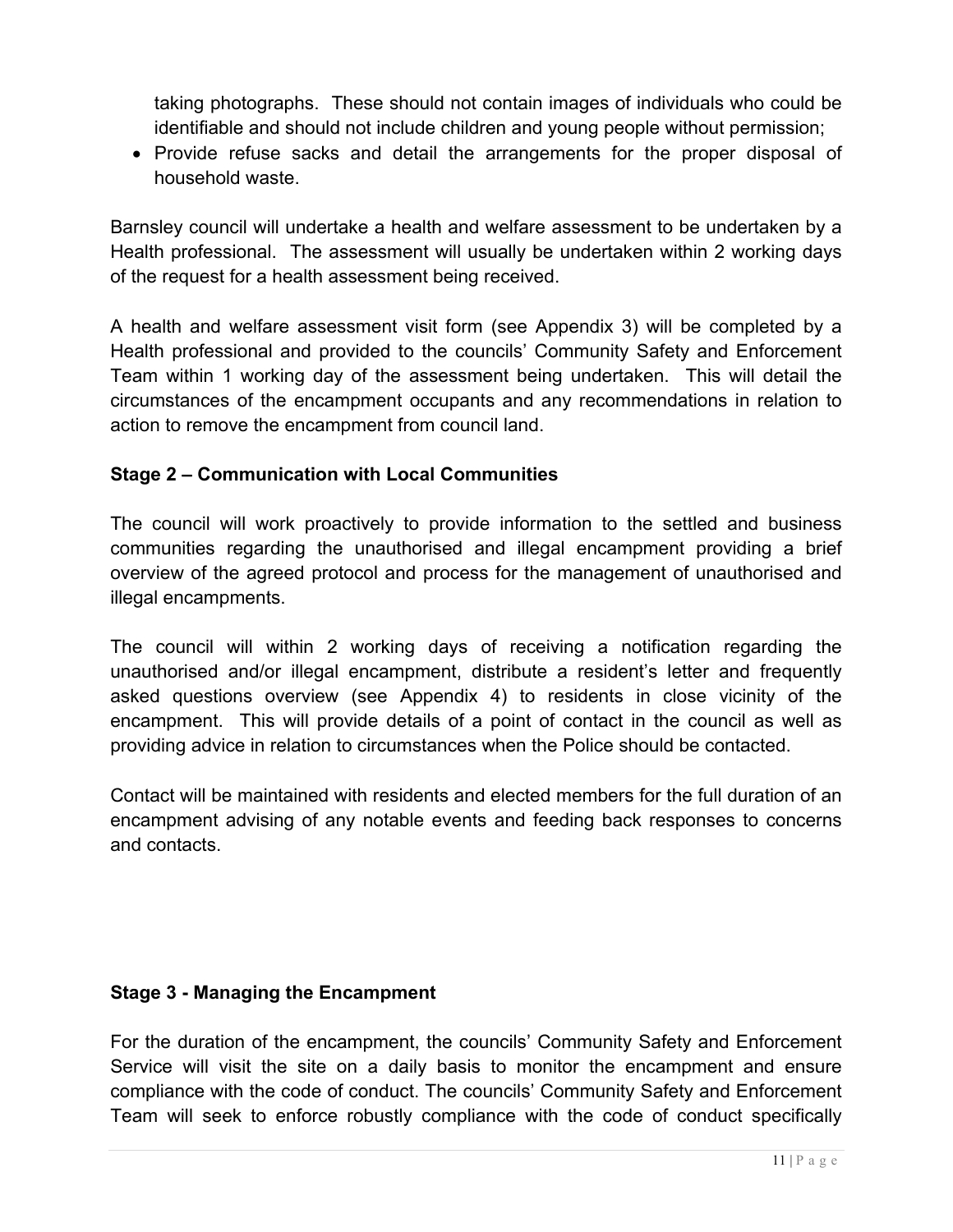taking photographs. These should not contain images of individuals who could be identifiable and should not include children and young people without permission;

- Provide refuse sacks and detail the arrangements for the proper disposal of household waste.

Barnsley council will undertake a health and welfare assessment to be undertaken by a Health professional. The assessment will usually be undertaken within 2 working days of the request for a health assessment being received.

A health and welfare assessment visit form (see Appendix 3) will be completed by a Health professional and provided to the councils' Community Safety and Enforcement Team within 1 working day of the assessment being undertaken. This will detail the circumstances of the encampment occupants and any recommendations in relation to action to remove the encampment from council land.

**Stage 2 – Communication with Local Communities**

The council will work proactively to provide information to the settled and business communities regarding the unauthorised and illegal encampment providing a brief overview of the agreed protocol and process for the management of unauthorised and illegal encampments.

The council will within 2 working days of receiving a notification regarding the unauthorised and/or illegal encampment, distribute a resident's letter and frequently asked questions overview (see Appendix 4) to residents in close vicinity of the encampment. This will provide details of a point of contact in the council as well as providing advice in relation to circumstances when the Police should be contacted.

Contact will be maintained with residents and elected members for the full duration of an encampment advising of any notable events and feeding back responses to concerns and contacts.

**Stage 3 - Managing the Encampment**

For the duration of the encampment, the councils' Community Safety and Enforcement Service will visit the site on a daily basis to monitor the encampment and ensure compliance with the code of conduct. The councils' Community Safety and Enforcement Team will seek to enforce robustly compliance with the code of conduct specifically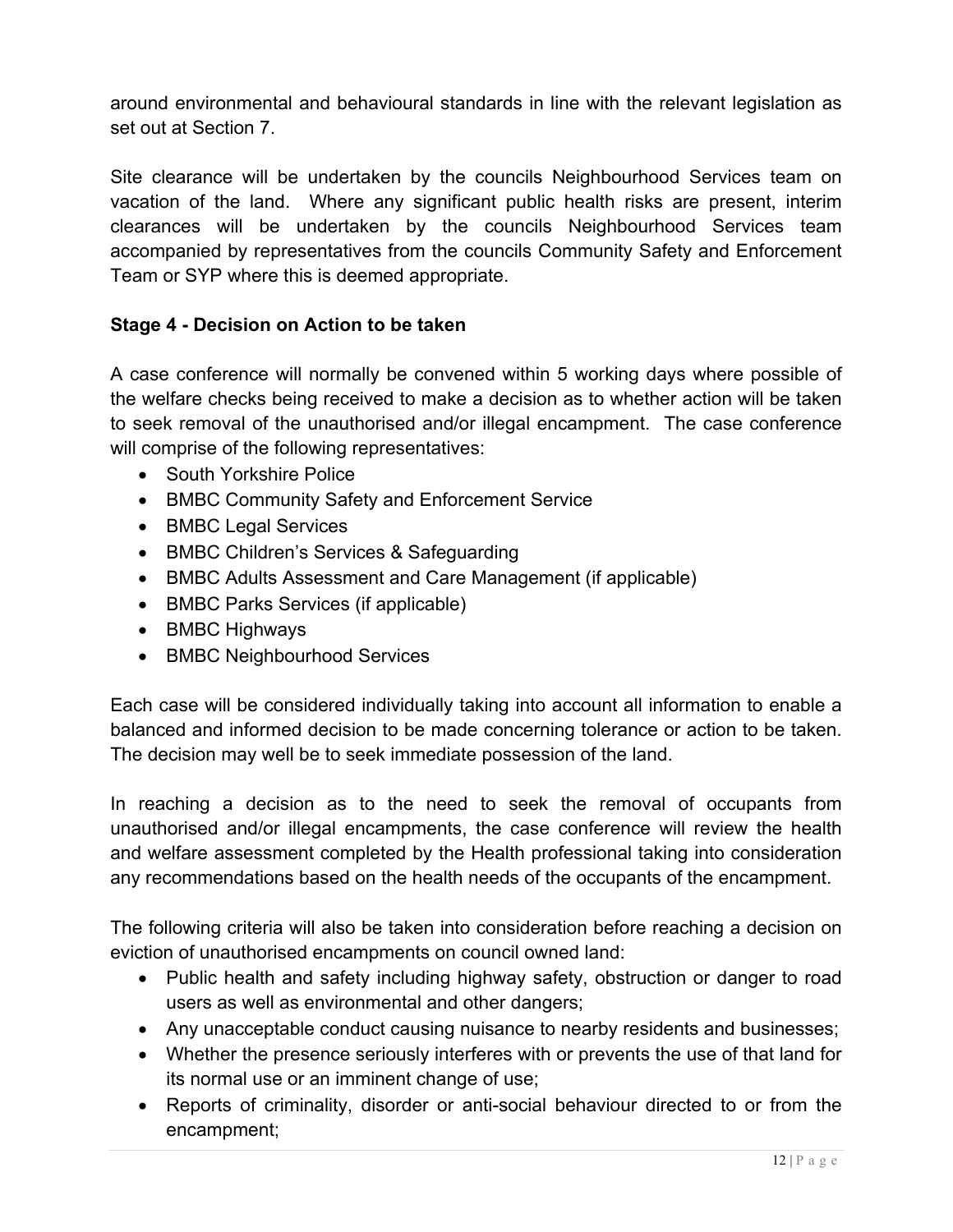around environmental and behavioural standards in line with the relevant legislation as set out at Section 7.

Site clearance will be undertaken by the councils Neighbourhood Services team on vacation of the land. Where any significant public health risks are present, interim clearances will be undertaken by the councils Neighbourhood Services team accompanied by representatives from the councils Community Safety and Enforcement Team or SYP where this is deemed appropriate.

**Stage 4 - Decision on Action to be taken**

A case conference will normally be convened within 5 working days where possible of the welfare checks being received to make a decision as to whether action will be taken to seek removal of the unauthorised and/or illegal encampment. The case conference will comprise of the following representatives:

- South Yorkshire Police
- BMBC Community Safety and Enforcement Service
- BMBC Legal Services
- BMBC Children's Services & Safeguarding
- BMBC Adults Assessment and Care Management (if applicable)
- BMBC Parks Services (if applicable)
- BMBC Highways
- BMBC Neighbourhood Services

Each case will be considered individually taking into account all information to enable a balanced and informed decision to be made concerning tolerance or action to be taken. The decision may well be to seek immediate possession of the land.

In reaching a decision as to the need to seek the removal of occupants from unauthorised and/or illegal encampments, the case conference will review the health and welfare assessment completed by the Health professional taking into consideration any recommendations based on the health needs of the occupants of the encampment.

The following criteria will also be taken into consideration before reaching a decision on eviction of unauthorised encampments on council owned land:

- Public health and safety including highway safety, obstruction or danger to road users as well as environmental and other dangers;
- Any unacceptable conduct causing nuisance to nearby residents and businesses;
- Whether the presence seriously interferes with or prevents the use of that land for its normal use or an imminent change of use;
- Reports of criminality, disorder or anti-social behaviour directed to or from the encampment;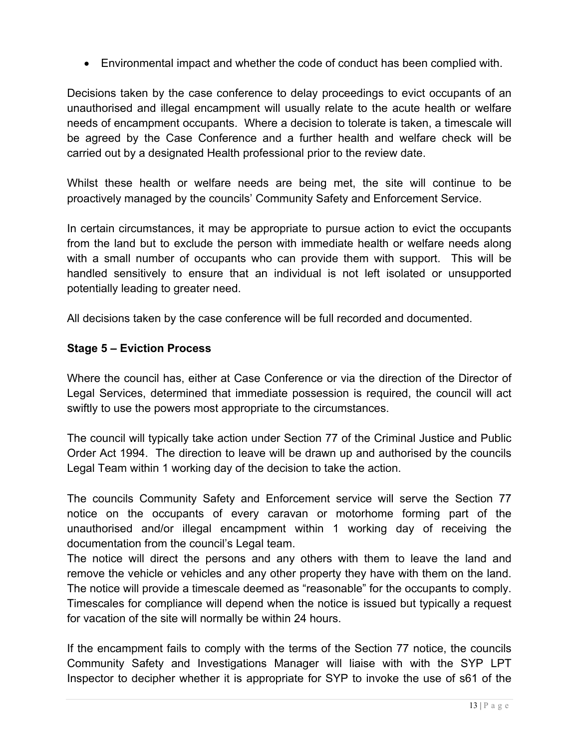- Environmental impact and whether the code of conduct has been complied with.

Decisions taken by the case conference to delay proceedings to evict occupants of an unauthorised and illegal encampment will usually relate to the acute health or welfare needs of encampment occupants. Where a decision to tolerate is taken, a timescale will be agreed by the Case Conference and a further health and welfare check will be carried out by a designated Health professional prior to the review date.

Whilst these health or welfare needs are being met, the site will continue to be proactively managed by the councils' Community Safety and Enforcement Service.

In certain circumstances, it may be appropriate to pursue action to evict the occupants from the land but to exclude the person with immediate health or welfare needs along with a small number of occupants who can provide them with support. This will be handled sensitively to ensure that an individual is not left isolated or unsupported potentially leading to greater need.

All decisions taken by the case conference will be full recorded and documented.

**Stage 5 – Eviction Process**

Where the council has, either at Case Conference or via the direction of the Director of Legal Services, determined that immediate possession is required, the council will act swiftly to use the powers most appropriate to the circumstances.

The council will typically take action under Section 77 of the Criminal Justice and Public Order Act 1994. The direction to leave will be drawn up and authorised by the councils Legal Team within 1 working day of the decision to take the action.

The councils Community Safety and Enforcement service will serve the Section 77 notice on the occupants of every caravan or motorhome forming part of the unauthorised and/or illegal encampment within 1 working day of receiving the documentation from the council's Legal team.

The notice will direct the persons and any others with them to leave the land and remove the vehicle or vehicles and any other property they have with them on the land. The notice will provide a timescale deemed as "reasonable" for the occupants to comply. Timescales for compliance will depend when the notice is issued but typically a request for vacation of the site will normally be within 24 hours.

If the encampment fails to comply with the terms of the Section 77 notice, the councils Community Safety and Investigations Manager will liaise with with the SYP LPT Inspector to decipher whether it is appropriate for SYP to invoke the use of s61 of the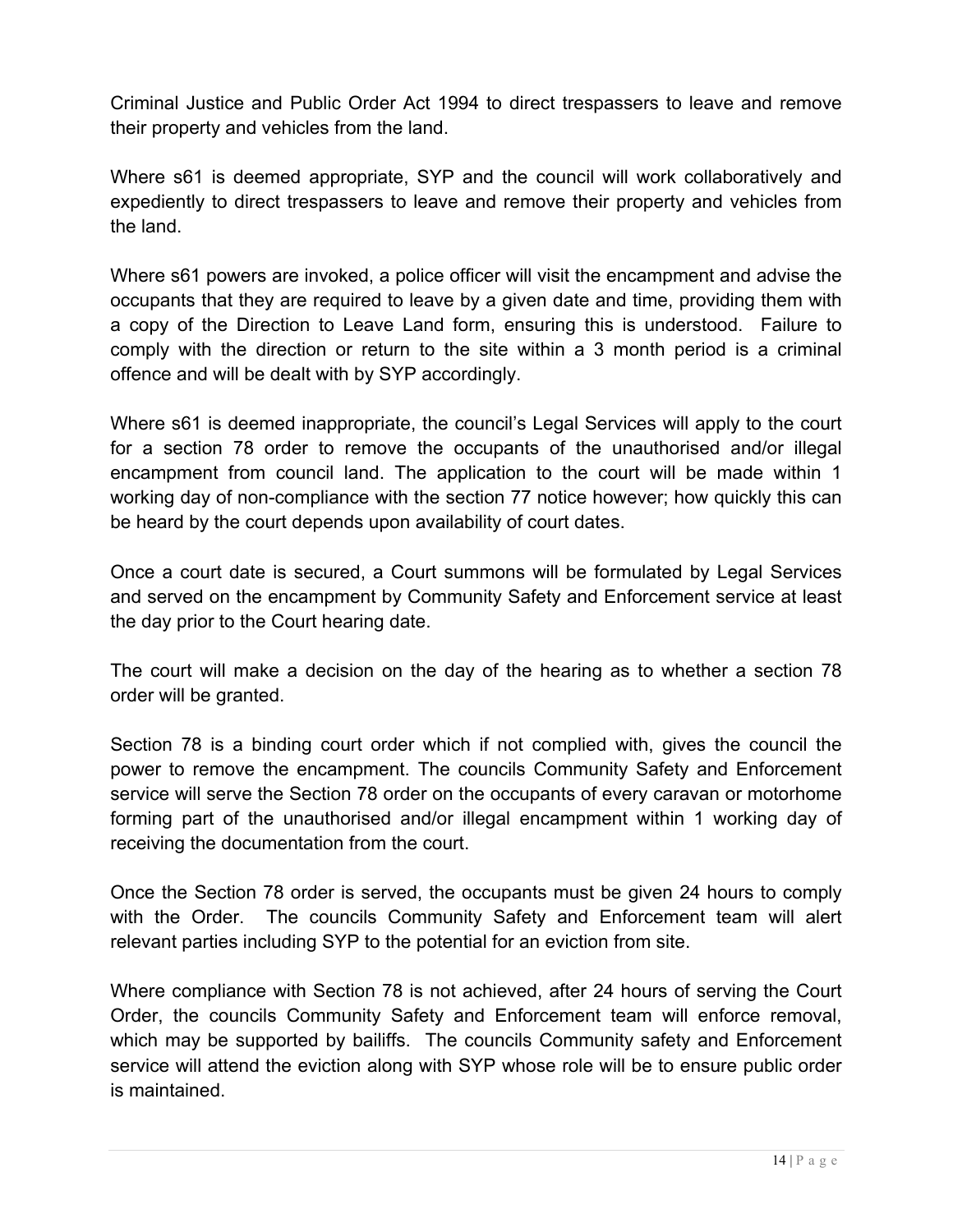Criminal Justice and Public Order Act 1994 to direct trespassers to leave and remove their property and vehicles from the land.

Where s61 is deemed appropriate, SYP and the council will work collaboratively and expediently to direct trespassers to leave and remove their property and vehicles from the land.

Where s61 powers are invoked, a police officer will visit the encampment and advise the occupants that they are required to leave by a given date and time, providing them with a copy of the Direction to Leave Land form, ensuring this is understood. Failure to comply with the direction or return to the site within a 3 month period is a criminal offence and will be dealt with by SYP accordingly.

Where s61 is deemed inappropriate, the council's Legal Services will apply to the court for a section 78 order to remove the occupants of the unauthorised and/or illegal encampment from council land. The application to the court will be made within 1 working day of non-compliance with the section 77 notice however; how quickly this can be heard by the court depends upon availability of court dates.

Once a court date is secured, a Court summons will be formulated by Legal Services and served on the encampment by Community Safety and Enforcement service at least the day prior to the Court hearing date.

The court will make a decision on the day of the hearing as to whether a section 78 order will be granted.

Section 78 is a binding court order which if not complied with, gives the council the power to remove the encampment. The councils Community Safety and Enforcement service will serve the Section 78 order on the occupants of every caravan or motorhome forming part of the unauthorised and/or illegal encampment within 1 working day of receiving the documentation from the court.

Once the Section 78 order is served, the occupants must be given 24 hours to comply with the Order. The councils Community Safety and Enforcement team will alert relevant parties including SYP to the potential for an eviction from site.

Where compliance with Section 78 is not achieved, after 24 hours of serving the Court Order, the councils Community Safety and Enforcement team will enforce removal, which may be supported by bailiffs. The councils Community safety and Enforcement service will attend the eviction along with SYP whose role will be to ensure public order is maintained.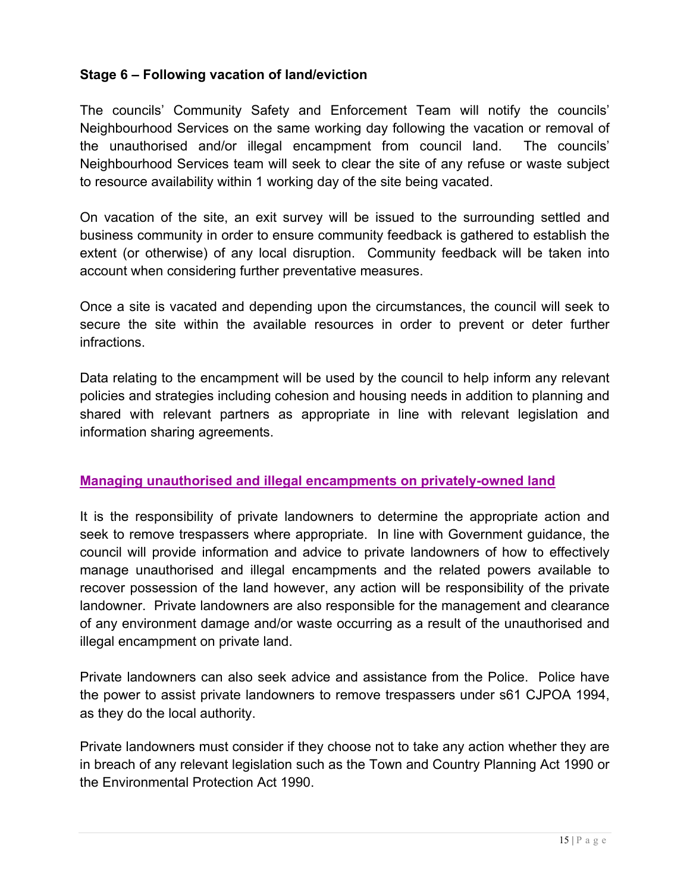**Stage 6 – Following vacation of land/eviction**

The councils' Community Safety and Enforcement Team will notify the councils' Neighbourhood Services on the same working day following the vacation or removal of the unauthorised and/or illegal encampment from council land. The councils' Neighbourhood Services team will seek to clear the site of any refuse or waste subject to resource availability within 1 working day of the site being vacated.

On vacation of the site, an exit survey will be issued to the surrounding settled and business community in order to ensure community feedback is gathered to establish the extent (or otherwise) of any local disruption. Community feedback will be taken into account when considering further preventative measures.

Once a site is vacated and depending upon the circumstances, the council will seek to secure the site within the available resources in order to prevent or deter further infractions.

Data relating to the encampment will be used by the council to help inform any relevant policies and strategies including cohesion and housing needs in addition to planning and shared with relevant partners as appropriate in line with relevant legislation and information sharing agreements.

## Managing unauthorised and illegal encampments on privately-owned land

It is the responsibility of private landowners to determine the appropriate action and seek to remove trespassers where appropriate. In line with Government guidance, the council will provide information and advice to private landowners of how to effectively manage unauthorised and illegal encampments and the related powers available to recover possession of the land however, any action will be responsibility of the private landowner. Private landowners are also responsible for the management and clearance of any environment damage and/or waste occurring as a result of the unauthorised and illegal encampment on private land.

Private landowners can also seek advice and assistance from the Police. Police have the power to assist private landowners to remove trespassers under s61 CJPOA 1994, as they do the local authority.

Private landowners must consider if they choose not to take any action whether they are in breach of any relevant legislation such as the Town and Country Planning Act 1990 or the Environmental Protection Act 1990.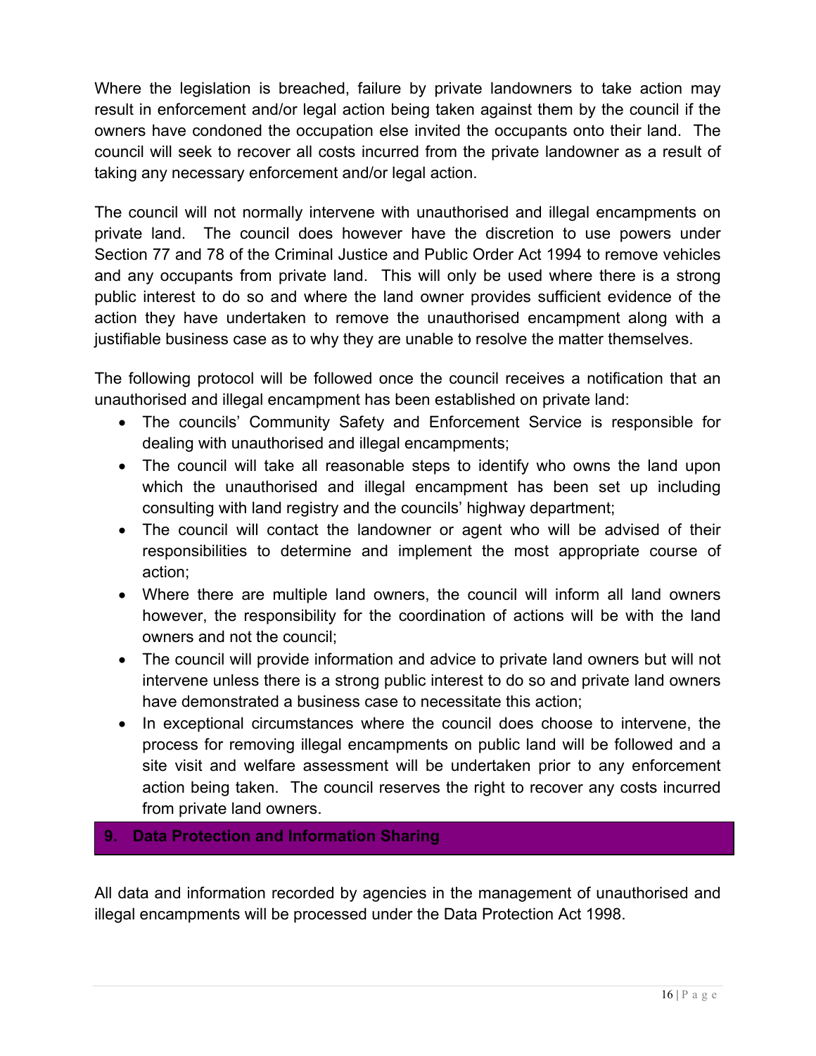Where the legislation is breached, failure by private landowners to take action may result in enforcement and/or legal action being taken against them by the council if the owners have condoned the occupation else invited the occupants onto their land. The council will seek to recover all costs incurred from the private landowner as a result of taking any necessary enforcement and/or legal action.

The council will not normally intervene with unauthorised and illegal encampments on private land. The council does however have the discretion to use powers under Section 77 and 78 of the Criminal Justice and Public Order Act 1994 to remove vehicles and any occupants from private land. This will only be used where there is a strong public interest to do so and where the land owner provides sufficient evidence of the action they have undertaken to remove the unauthorised encampment along with a justifiable business case as to why they are unable to resolve the matter themselves.

The following protocol will be followed once the council receives a notification that an unauthorised and illegal encampment has been established on private land:

- The councils' Community Safety and Enforcement Service is responsible for dealing with unauthorised and illegal encampments;
- The council will take all reasonable steps to identify who owns the land upon which the unauthorised and illegal encampment has been set up including consulting with land registry and the councils' highway department;
- The council will contact the landowner or agent who will be advised of their responsibilities to determine and implement the most appropriate course of action;
- Where there are multiple land owners, the council will inform all land owners however, the responsibility for the coordination of actions will be with the land owners and not the council;
- The council will provide information and advice to private land owners but will not intervene unless there is a strong public interest to do so and private land owners have demonstrated a business case to necessitate this action;
- In exceptional circumstances where the council does choose to intervene, the process for removing illegal encampments on public land will be followed and a site visit and welfare assessment will be undertaken prior to any enforcement action being taken. The council reserves the right to recover any costs incurred from private land owners.

## 9. Data Protection and Information Sharing

All data and information recorded by agencies in the management of unauthorised and illegal encampments will be processed under the Data Protection Act 1998.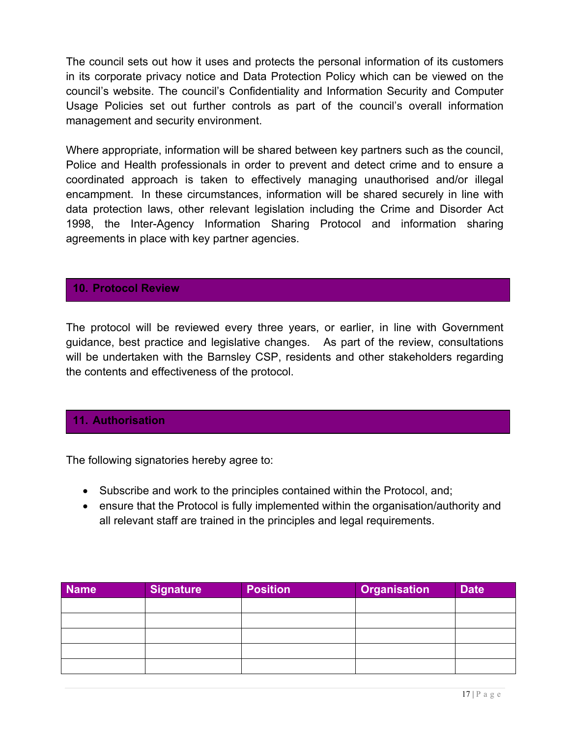The council sets out how it uses and protects the personal information of its customers in its corporate privacy notice and Data Protection Policy which can be viewed on the council's website. The council's Confidentiality and Information Security and Computer Usage Policies set out further controls as part of the council's overall information management and security environment.

Where appropriate, information will be shared between key partners such as the council, Police and Health professionals in order to prevent and detect crime and to ensure a coordinated approach is taken to effectively managing unauthorised and/or illegal encampment. In these circumstances, information will be shared securely in line with data protection laws, other relevant legislation including the Crime and Disorder Act 1998, the Inter-Agency Information Sharing Protocol and information sharing agreements in place with key partner agencies.

## 10. Protocol Review

The protocol will be reviewed every three years, or earlier, in line with Government guidance, best practice and legislative changes. As part of the review, consultations will be undertaken with the Barnsley CSP, residents and other stakeholders regarding the contents and effectiveness of the protocol.

## 11. Authorisation

The following signatories hereby agree to:

- Subscribe and work to the principles contained within the Protocol, and;
- ensure that the Protocol is fully implemented within the organisation/authority and all relevant staff are trained in the principles and legal requirements.

| Name | Signature | Position | Organisation | Date |
|---|---|---|---|---|
| | | | | |
| | | | | |
| | | | | |
| | | | | |
| | | | | |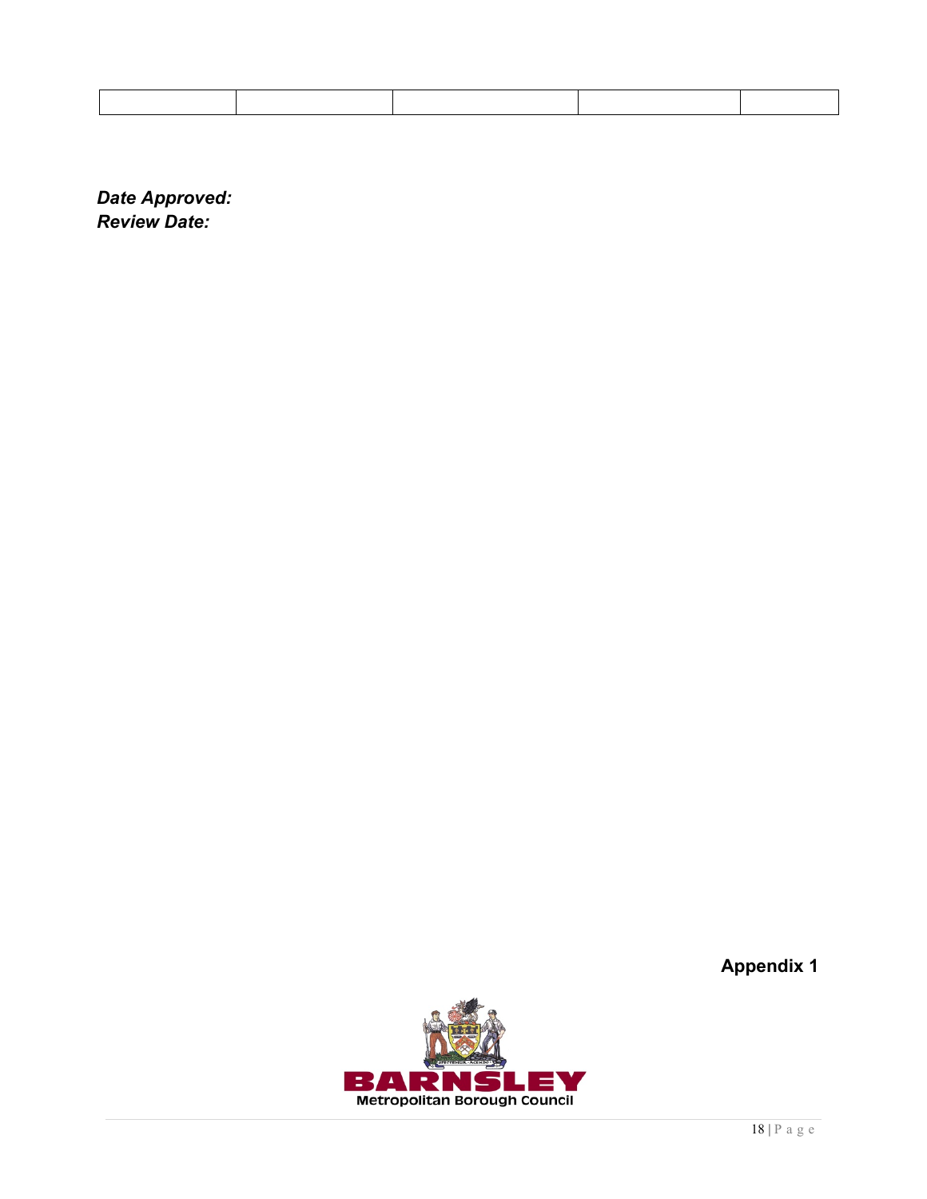| | | | | |
|---|---|---|---|---|

***Date Approved:***
***Review Date:***

**Appendix 1**

BARNSLEY
Metropolitan Borough Council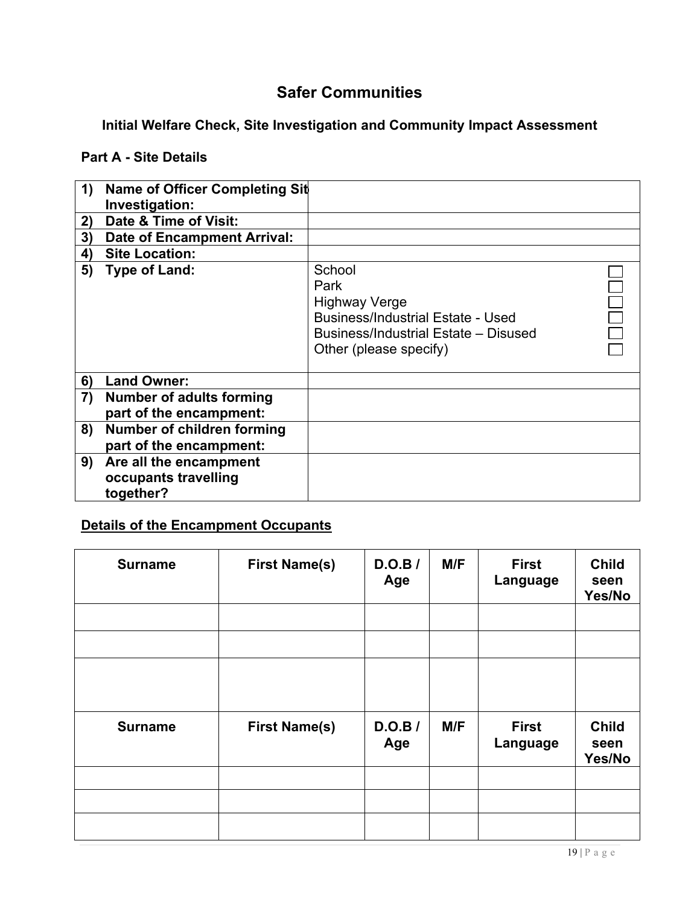# Safer Communities

## Initial Welfare Check, Site Investigation and Community Impact Assessment

### Part A - Site Details

| | |
|---|---|
| **1) Name of Officer Completing Site Investigation:** | |
| **2) Date & Time of Visit:** | |
| **3) Date of Encampment Arrival:** | |
| **4) Site Location:** | |
| **5) Type of Land:** | School ☐<br>Park ☐<br>Highway Verge ☐<br>Business/Industrial Estate - Used ☐<br>Business/Industrial Estate – Disused ☐<br>Other (please specify) ☐ |
| **6) Land Owner:** | |
| **7) Number of adults forming part of the encampment:** | |
| **8) Number of children forming part of the encampment:** | |
| **9) Are all the encampment occupants travelling together?** | |

**Details of the Encampment Occupants**

| Surname | First Name(s) | D.O.B / Age | M/F | First Language | Child seen Yes/No |
|---|---|---|---|---|---|
| | | | | | |
| | | | | | |
| | | | | | |
| **Surname** | **First Name(s)** | **D.O.B / Age** | **M/F** | **First Language** | **Child seen Yes/No** |
| | | | | | |
| | | | | | |
| | | | | | |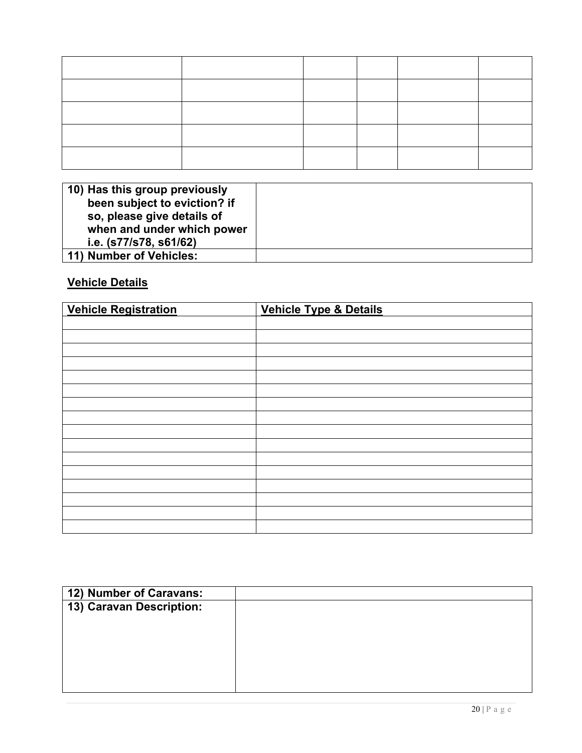| | | | | | |
|---|---|---|---|---|---|
| | | | | | |
| | | | | | |
| | | | | | |
| | | | | | |

| **10) Has this group previously been subject to eviction? if so, please give details of when and under which power i.e. (s77/s78, s61/62)** | |
|---|---|
| **11) Number of Vehicles:** | |

**Vehicle Details**

| **Vehicle Registration** | **Vehicle Type & Details** |
|---|---|
| | |
| | |
| | |
| | |
| | |
| | |
| | |
| | |
| | |
| | |
| | |
| | |
| | |
| | |
| | |
| | |

| **12) Number of Caravans:** | |
|---|---|
| **13) Caravan Description:** | |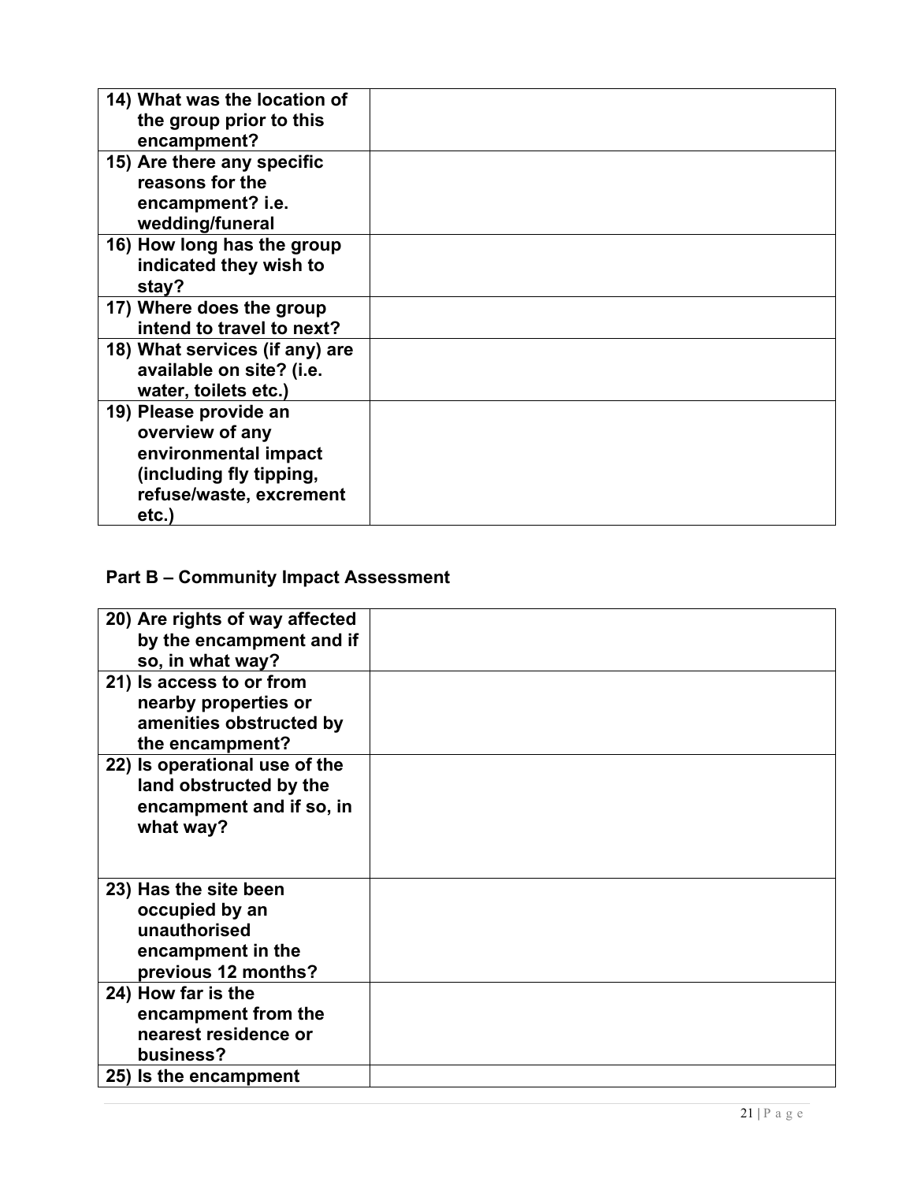| 14) What was the location of the group prior to this encampment? | |
|---|---|
| 15) Are there any specific reasons for the encampment? i.e. wedding/funeral | |
| 16) How long has the group indicated they wish to stay? | |
| 17) Where does the group intend to travel to next? | |
| 18) What services (if any) are available on site? (i.e. water, toilets etc.) | |
| 19) Please provide an overview of any environmental impact (including fly tipping, refuse/waste, excrement etc.) | |

**Part B – Community Impact Assessment**

| 20) Are rights of way affected by the encampment and if so, in what way? | |
|---|---|
| 21) Is access to or from nearby properties or amenities obstructed by the encampment? | |
| 22) Is operational use of the land obstructed by the encampment and if so, in what way? | |
| 23) Has the site been occupied by an unauthorised encampment in the previous 12 months? | |
| 24) How far is the encampment from the nearest residence or business? | |
| 25) Is the encampment | |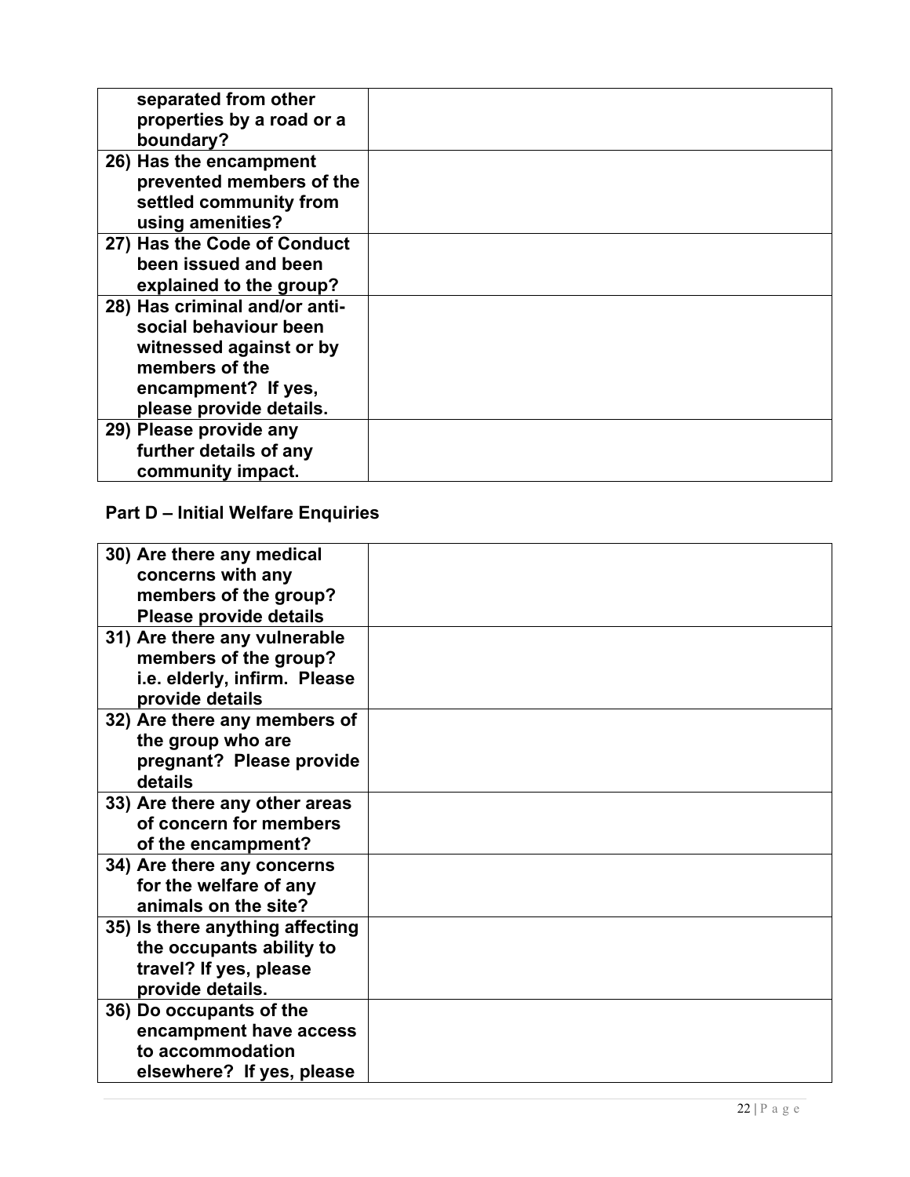| | |
|---|---|
| **separated from other properties by a road or a boundary?** | |
| **26) Has the encampment prevented members of the settled community from using amenities?** | |
| **27) Has the Code of Conduct been issued and been explained to the group?** | |
| **28) Has criminal and/or anti-social behaviour been witnessed against or by members of the encampment? If yes, please provide details.** | |
| **29) Please provide any further details of any community impact.** | |

### Part D – Initial Welfare Enquiries

| | |
|---|---|
| **30) Are there any medical concerns with any members of the group? Please provide details** | |
| **31) Are there any vulnerable members of the group? i.e. elderly, infirm. Please provide details** | |
| **32) Are there any members of the group who are pregnant? Please provide details** | |
| **33) Are there any other areas of concern for members of the encampment?** | |
| **34) Are there any concerns for the welfare of any animals on the site?** | |
| **35) Is there anything affecting the occupants ability to travel? If yes, please provide details.** | |
| **36) Do occupants of the encampment have access to accommodation elsewhere? If yes, please** | |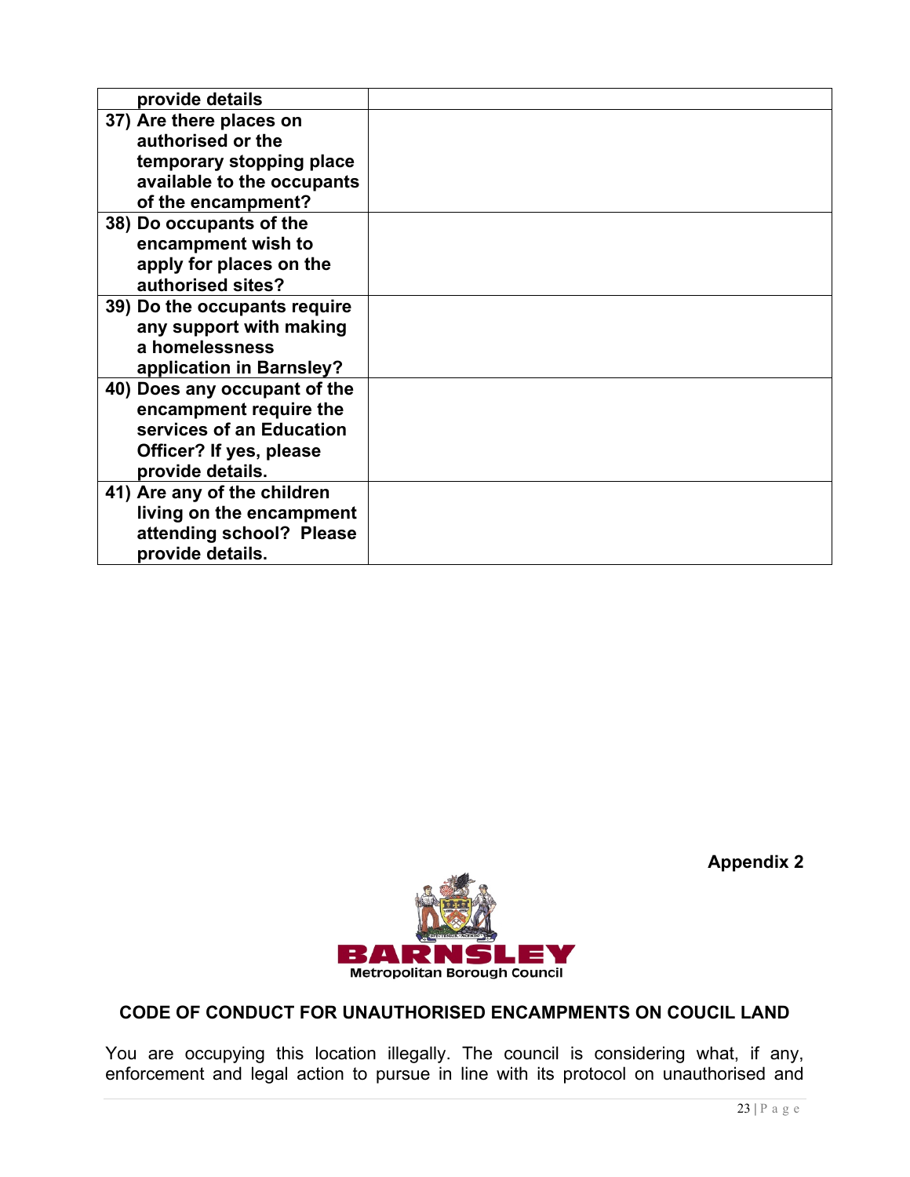| | |
|---|---|
| provide details | |
| 37) Are there places on authorised or the temporary stopping place available to the occupants of the encampment? | |
| 38) Do occupants of the encampment wish to apply for places on the authorised sites? | |
| 39) Do the occupants require any support with making a homelessness application in Barnsley? | |
| 40) Does any occupant of the encampment require the services of an Education Officer? If yes, please provide details. | |
| 41) Are any of the children living on the encampment attending school? Please provide details. | |

**Appendix 2**

BARNSLEY
Metropolitan Borough Council

**CODE OF CONDUCT FOR UNAUTHORISED ENCAMPMENTS ON COUCIL LAND**

You are occupying this location illegally. The council is considering what, if any, enforcement and legal action to pursue in line with its protocol on unauthorised and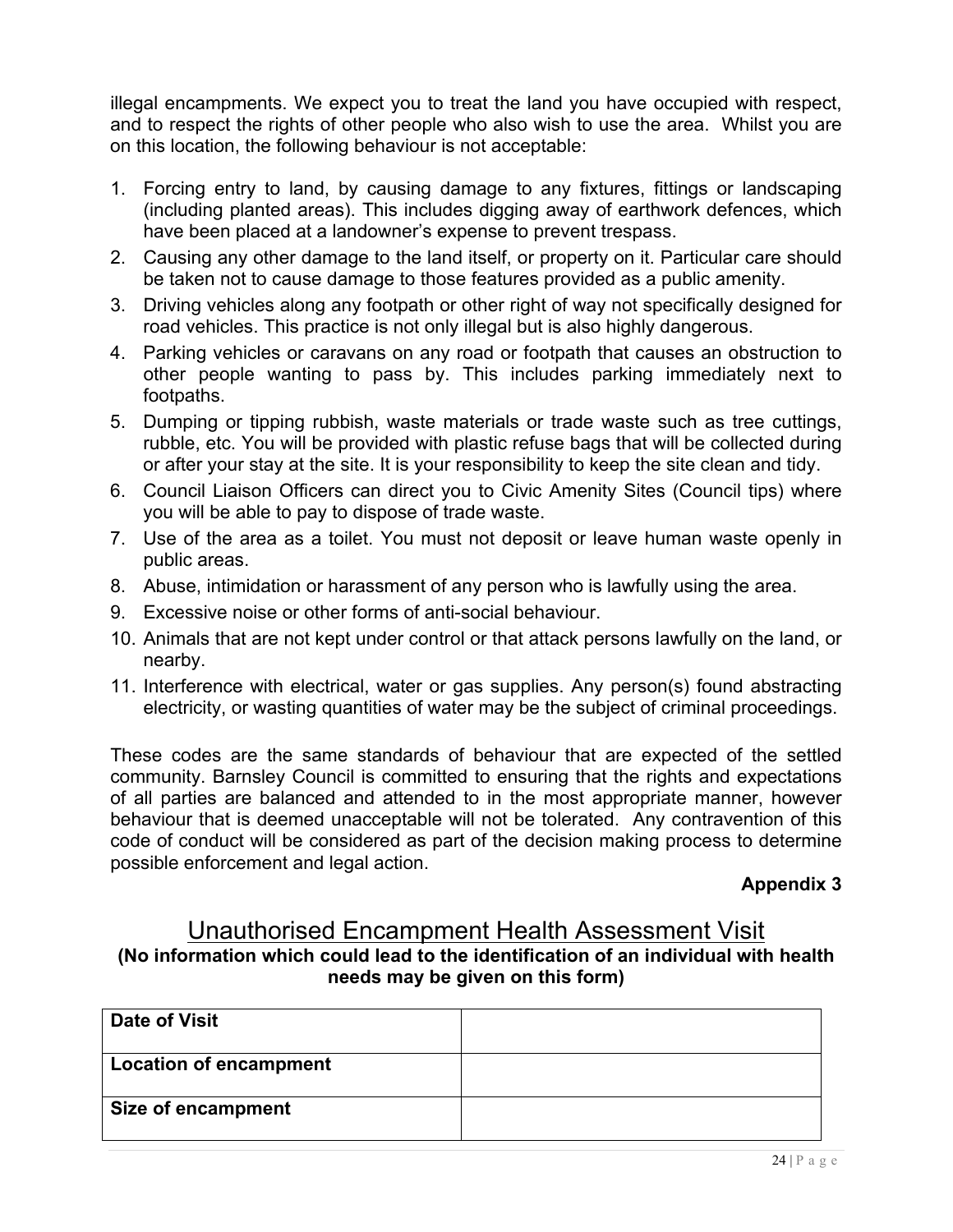illegal encampments. We expect you to treat the land you have occupied with respect, and to respect the rights of other people who also wish to use the area. Whilst you are on this location, the following behaviour is not acceptable:

1. Forcing entry to land, by causing damage to any fixtures, fittings or landscaping (including planted areas). This includes digging away of earthwork defences, which have been placed at a landowner's expense to prevent trespass.
2. Causing any other damage to the land itself, or property on it. Particular care should be taken not to cause damage to those features provided as a public amenity.
3. Driving vehicles along any footpath or other right of way not specifically designed for road vehicles. This practice is not only illegal but is also highly dangerous.
4. Parking vehicles or caravans on any road or footpath that causes an obstruction to other people wanting to pass by. This includes parking immediately next to footpaths.
5. Dumping or tipping rubbish, waste materials or trade waste such as tree cuttings, rubble, etc. You will be provided with plastic refuse bags that will be collected during or after your stay at the site. It is your responsibility to keep the site clean and tidy.
6. Council Liaison Officers can direct you to Civic Amenity Sites (Council tips) where you will be able to pay to dispose of trade waste.
7. Use of the area as a toilet. You must not deposit or leave human waste openly in public areas.
8. Abuse, intimidation or harassment of any person who is lawfully using the area.
9. Excessive noise or other forms of anti-social behaviour.
10. Animals that are not kept under control or that attack persons lawfully on the land, or nearby.
11. Interference with electrical, water or gas supplies. Any person(s) found abstracting electricity, or wasting quantities of water may be the subject of criminal proceedings.

These codes are the same standards of behaviour that are expected of the settled community. Barnsley Council is committed to ensuring that the rights and expectations of all parties are balanced and attended to in the most appropriate manner, however behaviour that is deemed unacceptable will not be tolerated. Any contravention of this code of conduct will be considered as part of the decision making process to determine possible enforcement and legal action.

**Appendix 3**

# Unauthorised Encampment Health Assessment Visit

**(No information which could lead to the identification of an individual with health needs may be given on this form)**

| | |
|---|---|
| **Date of Visit** | |
| **Location of encampment** | |
| **Size of encampment** | |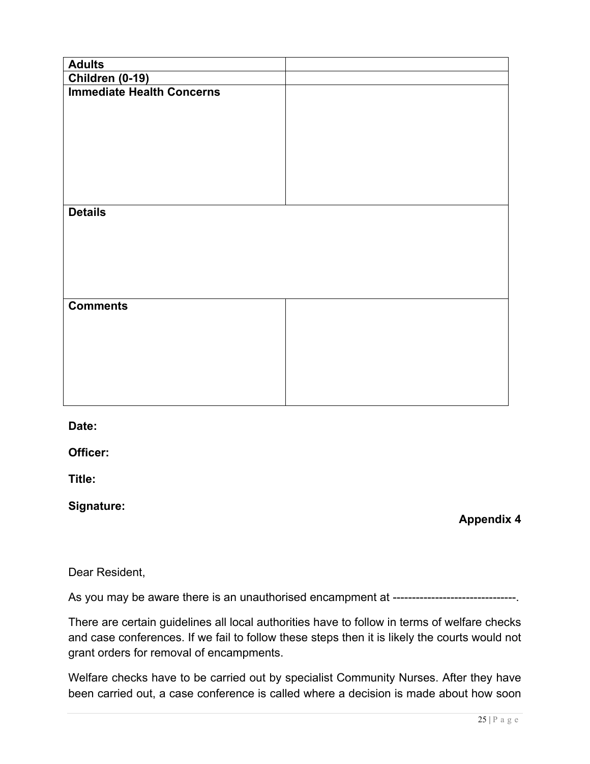| Adults | |
|---|---|
| Children (0-19) | |
| Immediate Health Concerns | |
| Details | |
| Comments | |

**Date:**

**Officer:**

**Title:**

**Signature:**

**Appendix 4**

Dear Resident,

As you may be aware there is an unauthorised encampment at --------------------------------.

There are certain guidelines all local authorities have to follow in terms of welfare checks and case conferences. If we fail to follow these steps then it is likely the courts would not grant orders for removal of encampments.

Welfare checks have to be carried out by specialist Community Nurses. After they have been carried out, a case conference is called where a decision is made about how soon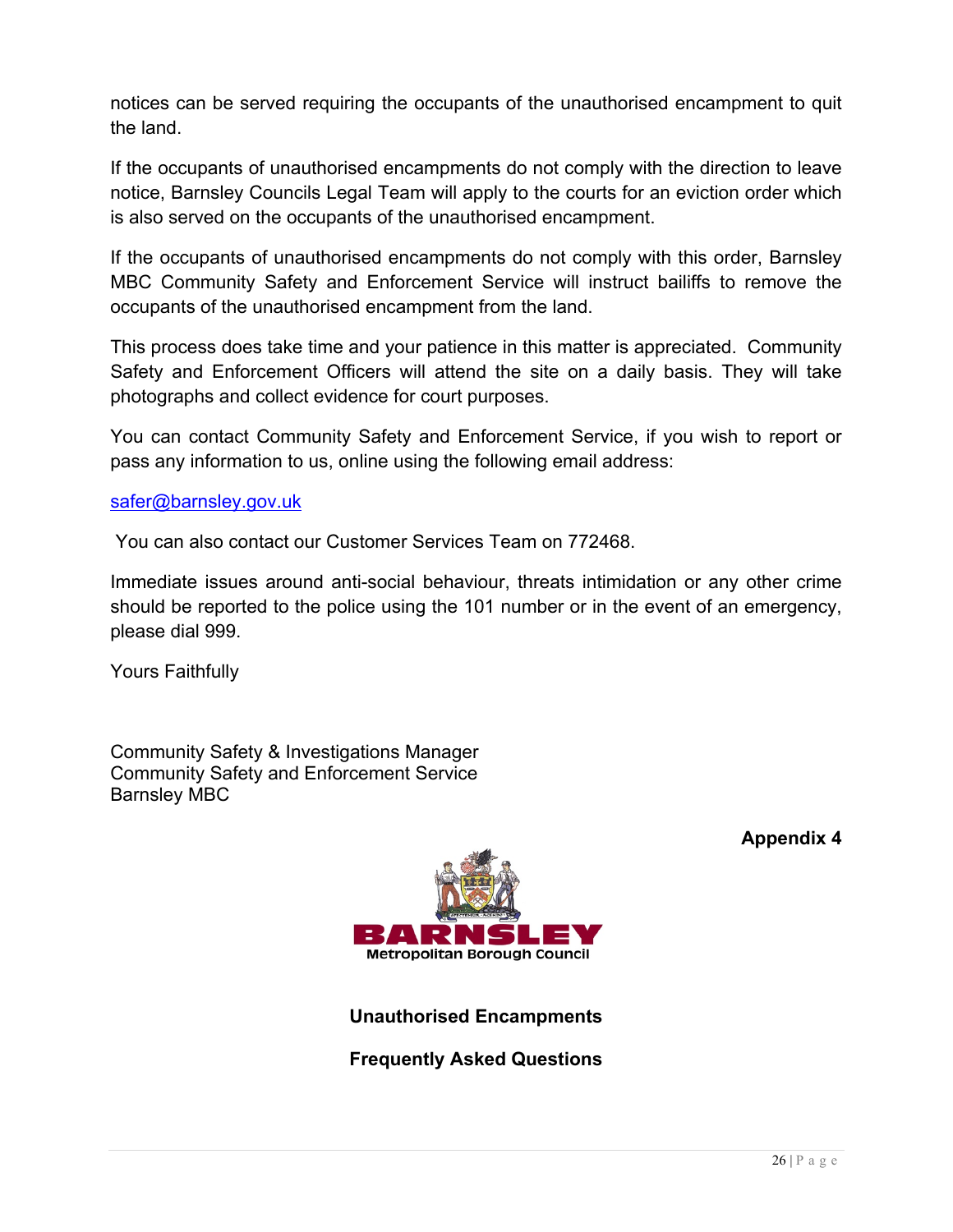notices can be served requiring the occupants of the unauthorised encampment to quit the land.

If the occupants of unauthorised encampments do not comply with the direction to leave notice, Barnsley Councils Legal Team will apply to the courts for an eviction order which is also served on the occupants of the unauthorised encampment.

If the occupants of unauthorised encampments do not comply with this order, Barnsley MBC Community Safety and Enforcement Service will instruct bailiffs to remove the occupants of the unauthorised encampment from the land.

This process does take time and your patience in this matter is appreciated. Community Safety and Enforcement Officers will attend the site on a daily basis. They will take photographs and collect evidence for court purposes.

You can contact Community Safety and Enforcement Service, if you wish to report or pass any information to us, online using the following email address:

safer@barnsley.gov.uk

You can also contact our Customer Services Team on 772468.

Immediate issues around anti-social behaviour, threats intimidation or any other crime should be reported to the police using the 101 number or in the event of an emergency, please dial 999.

Yours Faithfully

Community Safety & Investigations Manager
Community Safety and Enforcement Service
Barnsley MBC

**Appendix 4**

BARNSLEY
Metropolitan Borough Council

**Unauthorised Encampments**

**Frequently Asked Questions**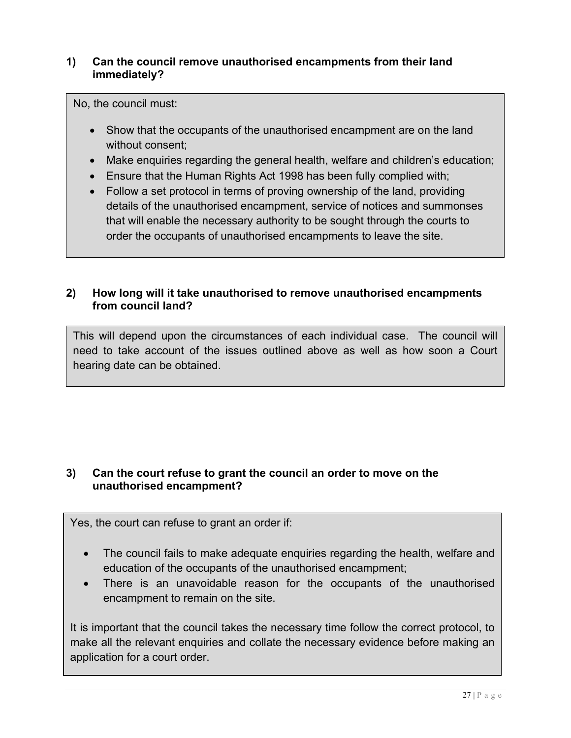**1) Can the council remove unauthorised encampments from their land immediately?**

No, the council must:

- Show that the occupants of the unauthorised encampment are on the land without consent;
- Make enquiries regarding the general health, welfare and children's education;
- Ensure that the Human Rights Act 1998 has been fully complied with;
- Follow a set protocol in terms of proving ownership of the land, providing details of the unauthorised encampment, service of notices and summonses that will enable the necessary authority to be sought through the courts to order the occupants of unauthorised encampments to leave the site.

**2) How long will it take unauthorised to remove unauthorised encampments from council land?**

This will depend upon the circumstances of each individual case. The council will need to take account of the issues outlined above as well as how soon a Court hearing date can be obtained.

**3) Can the court refuse to grant the council an order to move on the unauthorised encampment?**

Yes, the court can refuse to grant an order if:

- The council fails to make adequate enquiries regarding the health, welfare and education of the occupants of the unauthorised encampment;
- There is an unavoidable reason for the occupants of the unauthorised encampment to remain on the site.

It is important that the council takes the necessary time follow the correct protocol, to make all the relevant enquiries and collate the necessary evidence before making an application for a court order.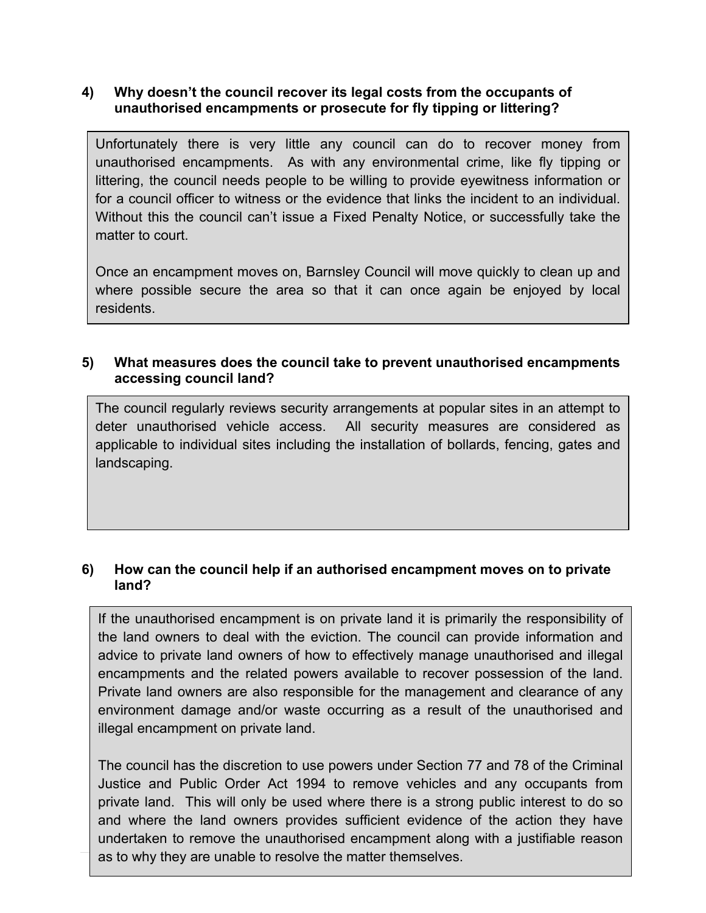**4) Why doesn't the council recover its legal costs from the occupants of unauthorised encampments or prosecute for fly tipping or littering?**

Unfortunately there is very little any council can do to recover money from unauthorised encampments. As with any environmental crime, like fly tipping or littering, the council needs people to be willing to provide eyewitness information or for a council officer to witness or the evidence that links the incident to an individual. Without this the council can't issue a Fixed Penalty Notice, or successfully take the matter to court.

Once an encampment moves on, Barnsley Council will move quickly to clean up and where possible secure the area so that it can once again be enjoyed by local residents.

**5) What measures does the council take to prevent unauthorised encampments accessing council land?**

The council regularly reviews security arrangements at popular sites in an attempt to deter unauthorised vehicle access. All security measures are considered as applicable to individual sites including the installation of bollards, fencing, gates and landscaping.

**6) How can the council help if an authorised encampment moves on to private land?**

If the unauthorised encampment is on private land it is primarily the responsibility of the land owners to deal with the eviction. The council can provide information and advice to private land owners of how to effectively manage unauthorised and illegal encampments and the related powers available to recover possession of the land. Private land owners are also responsible for the management and clearance of any environment damage and/or waste occurring as a result of the unauthorised and illegal encampment on private land.

The council has the discretion to use powers under Section 77 and 78 of the Criminal Justice and Public Order Act 1994 to remove vehicles and any occupants from private land. This will only be used where there is a strong public interest to do so and where the land owners provides sufficient evidence of the action they have undertaken to remove the unauthorised encampment along with a justifiable reason as to why they are unable to resolve the matter themselves.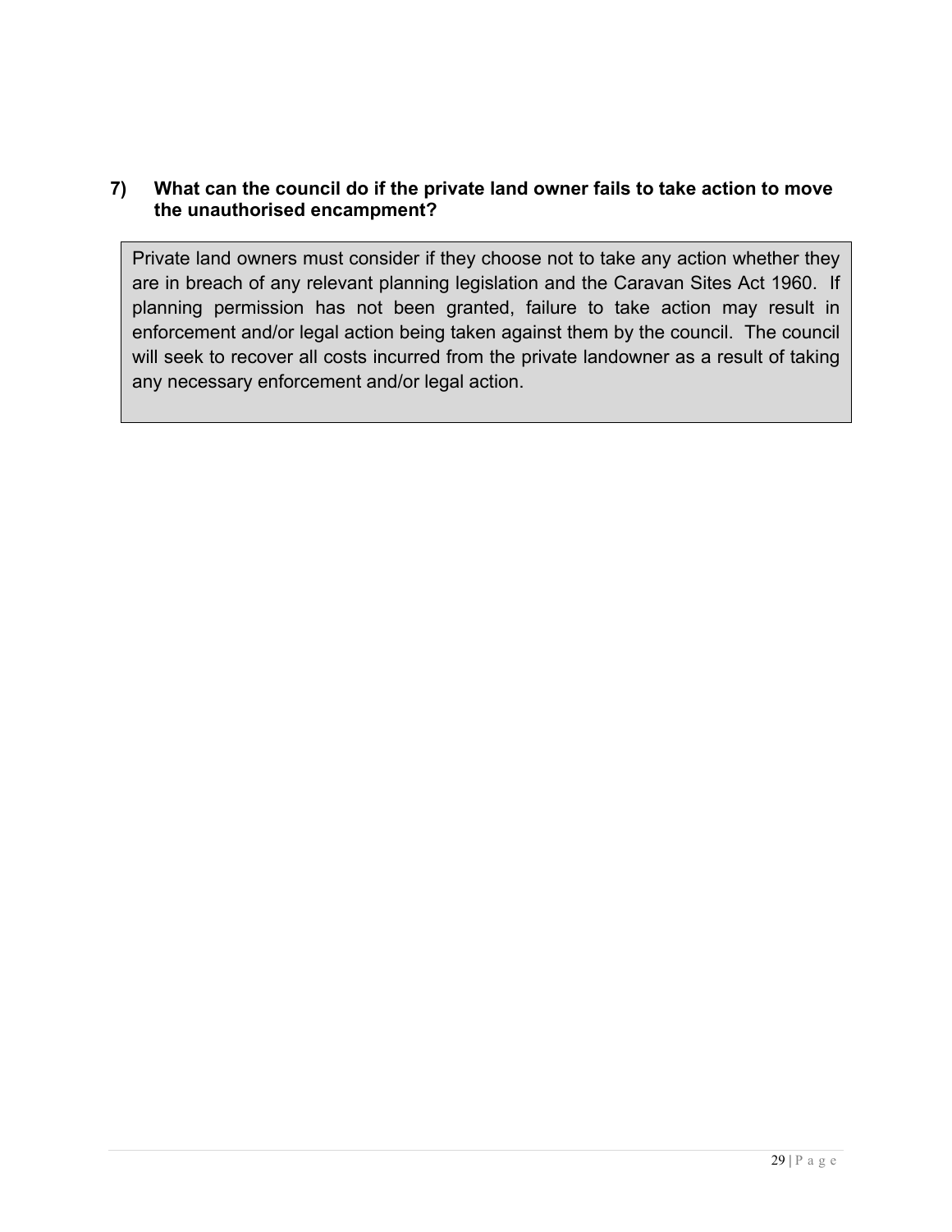**7) What can the council do if the private land owner fails to take action to move the unauthorised encampment?**

Private land owners must consider if they choose not to take any action whether they are in breach of any relevant planning legislation and the Caravan Sites Act 1960. If planning permission has not been granted, failure to take action may result in enforcement and/or legal action being taken against them by the council. The council will seek to recover all costs incurred from the private landowner as a result of taking any necessary enforcement and/or legal action.